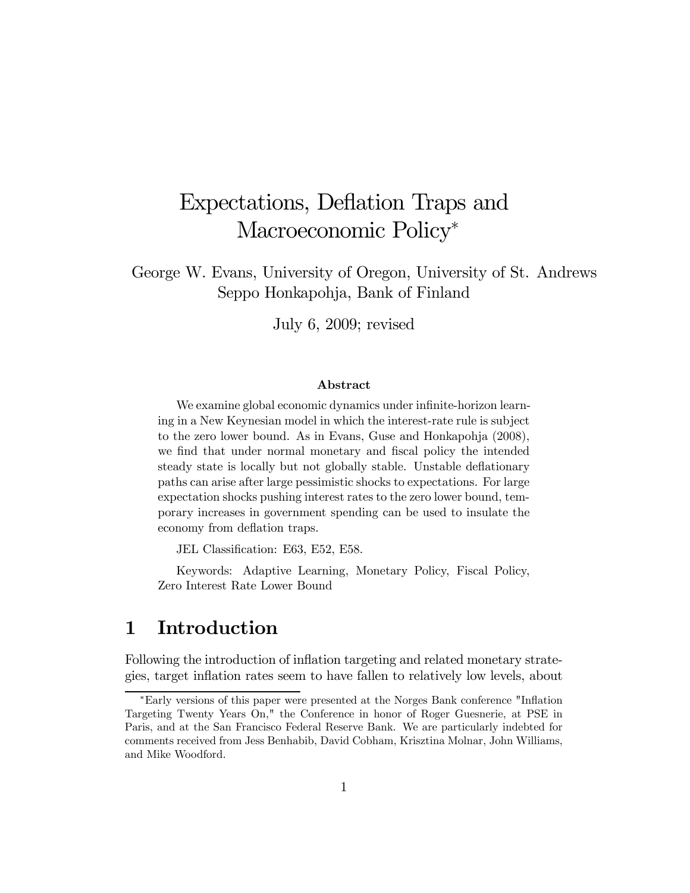# Expectations, Deflation Traps and Macroeconomic Policy*

George W. Evans, University of Oregon, University of St. Andrews
Seppo Honkapohja, Bank of Finland

July 6, 2009; revised

### Abstract

We examine global economic dynamics under infinite-horizon learning in a New Keynesian model in which the interest-rate rule is subject to the zero lower bound. As in Evans, Guse and Honkapohja (2008), we find that under normal monetary and fiscal policy the intended steady state is locally but not globally stable. Unstable deflationary paths can arise after large pessimistic shocks to expectations. For large expectation shocks pushing interest rates to the zero lower bound, temporary increases in government spending can be used to insulate the economy from deflation traps.

JEL Classification: E63, E52, E58.

Keywords: Adaptive Learning, Monetary Policy, Fiscal Policy, Zero Interest Rate Lower Bound

## 1 Introduction

Following the introduction of inflation targeting and related monetary strategies, target inflation rates seem to have fallen to relatively low levels, about

*Early versions of this paper were presented at the Norges Bank conference "Inflation Targeting Twenty Years On," the Conference in honor of Roger Guesnerie, at PSE in Paris, and at the San Francisco Federal Reserve Bank. We are particularly indebted for comments received from Jess Benhabib, David Cobham, Krisztina Molnar, John Williams, and Mike Woodford.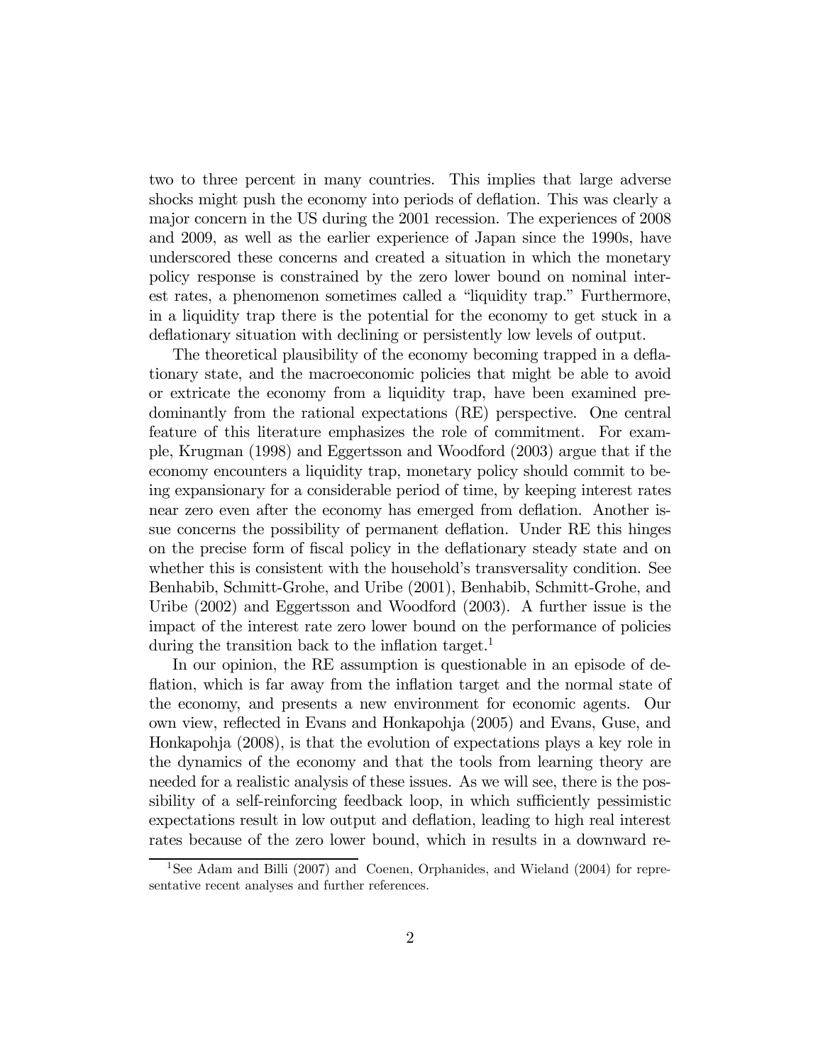two to three percent in many countries. This implies that large adverse shocks might push the economy into periods of deflation. This was clearly a major concern in the US during the 2001 recession. The experiences of 2008 and 2009, as well as the earlier experience of Japan since the 1990s, have underscored these concerns and created a situation in which the monetary policy response is constrained by the zero lower bound on nominal interest rates, a phenomenon sometimes called a "liquidity trap." Furthermore, in a liquidity trap there is the potential for the economy to get stuck in a deflationary situation with declining or persistently low levels of output.

The theoretical plausibility of the economy becoming trapped in a deflationary state, and the macroeconomic policies that might be able to avoid or extricate the economy from a liquidity trap, have been examined predominantly from the rational expectations (RE) perspective. One central feature of this literature emphasizes the role of commitment. For example, Krugman (1998) and Eggertsson and Woodford (2003) argue that if the economy encounters a liquidity trap, monetary policy should commit to being expansionary for a considerable period of time, by keeping interest rates near zero even after the economy has emerged from deflation. Another issue concerns the possibility of permanent deflation. Under RE this hinges on the precise form of fiscal policy in the deflationary steady state and on whether this is consistent with the household's transversality condition. See Benhabib, Schmitt-Grohe, and Uribe (2001), Benhabib, Schmitt-Grohe, and Uribe (2002) and Eggertsson and Woodford (2003). A further issue is the impact of the interest rate zero lower bound on the performance of policies during the transition back to the inflation target.[1]

In our opinion, the RE assumption is questionable in an episode of deflation, which is far away from the inflation target and the normal state of the economy, and presents a new environment for economic agents. Our own view, reflected in Evans and Honkapohja (2005) and Evans, Guse, and Honkapohja (2008), is that the evolution of expectations plays a key role in the dynamics of the economy and that the tools from learning theory are needed for a realistic analysis of these issues. As we will see, there is the possibility of a self-reinforcing feedback loop, in which sufficiently pessimistic expectations result in low output and deflation, leading to high real interest rates because of the zero lower bound, which in results in a downward re-

[1] See Adam and Billi (2007) and Coenen, Orphanides, and Wieland (2004) for representative recent analyses and further references.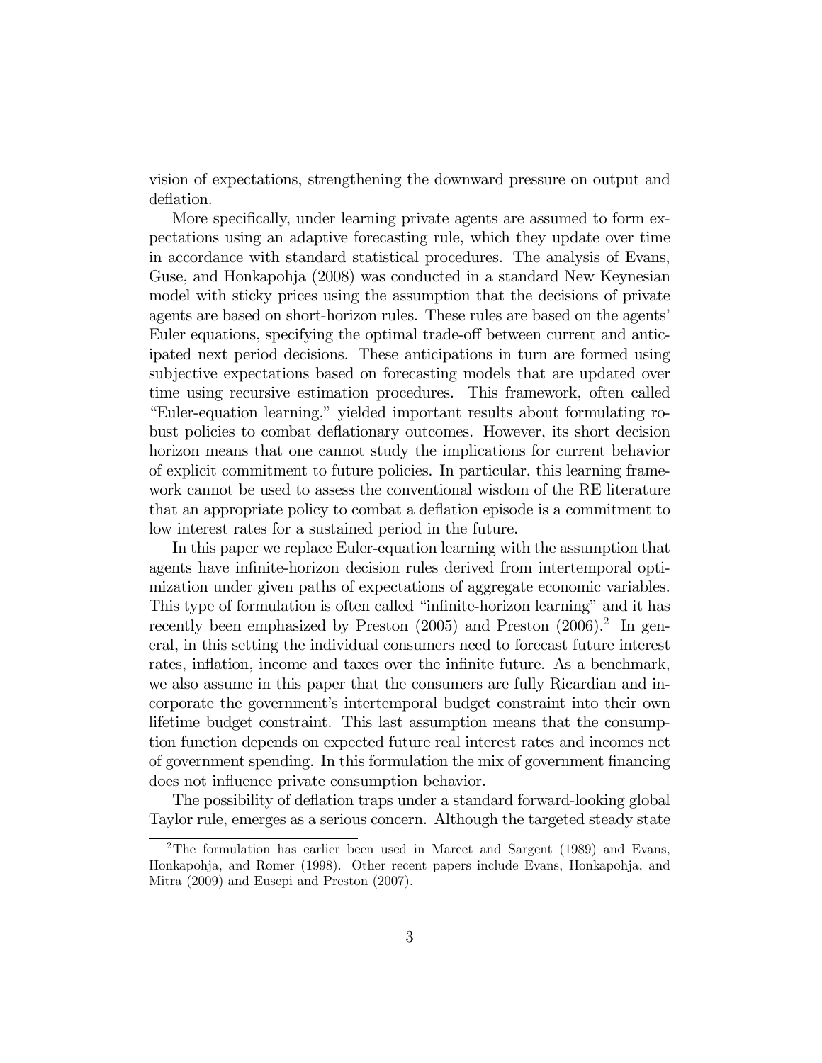vision of expectations, strengthening the downward pressure on output and deflation.

More specifically, under learning private agents are assumed to form expectations using an adaptive forecasting rule, which they update over time in accordance with standard statistical procedures. The analysis of Evans, Guse, and Honkapohja (2008) was conducted in a standard New Keynesian model with sticky prices using the assumption that the decisions of private agents are based on short-horizon rules. These rules are based on the agents' Euler equations, specifying the optimal trade-off between current and anticipated next period decisions. These anticipations in turn are formed using subjective expectations based on forecasting models that are updated over time using recursive estimation procedures. This framework, often called "Euler-equation learning," yielded important results about formulating robust policies to combat deflationary outcomes. However, its short decision horizon means that one cannot study the implications for current behavior of explicit commitment to future policies. In particular, this learning framework cannot be used to assess the conventional wisdom of the RE literature that an appropriate policy to combat a deflation episode is a commitment to low interest rates for a sustained period in the future.

In this paper we replace Euler-equation learning with the assumption that agents have infinite-horizon decision rules derived from intertemporal optimization under given paths of expectations of aggregate economic variables. This type of formulation is often called "infinite-horizon learning" and it has recently been emphasized by Preston (2005) and Preston (2006).[2] In general, in this setting the individual consumers need to forecast future interest rates, inflation, income and taxes over the infinite future. As a benchmark, we also assume in this paper that the consumers are fully Ricardian and incorporate the government's intertemporal budget constraint into their own lifetime budget constraint. This last assumption means that the consumption function depends on expected future real interest rates and incomes net of government spending. In this formulation the mix of government financing does not influence private consumption behavior.

The possibility of deflation traps under a standard forward-looking global Taylor rule, emerges as a serious concern. Although the targeted steady state

[2] The formulation has earlier been used in Marcet and Sargent (1989) and Evans, Honkapohja, and Romer (1998). Other recent papers include Evans, Honkapohja, and Mitra (2009) and Eusepi and Preston (2007).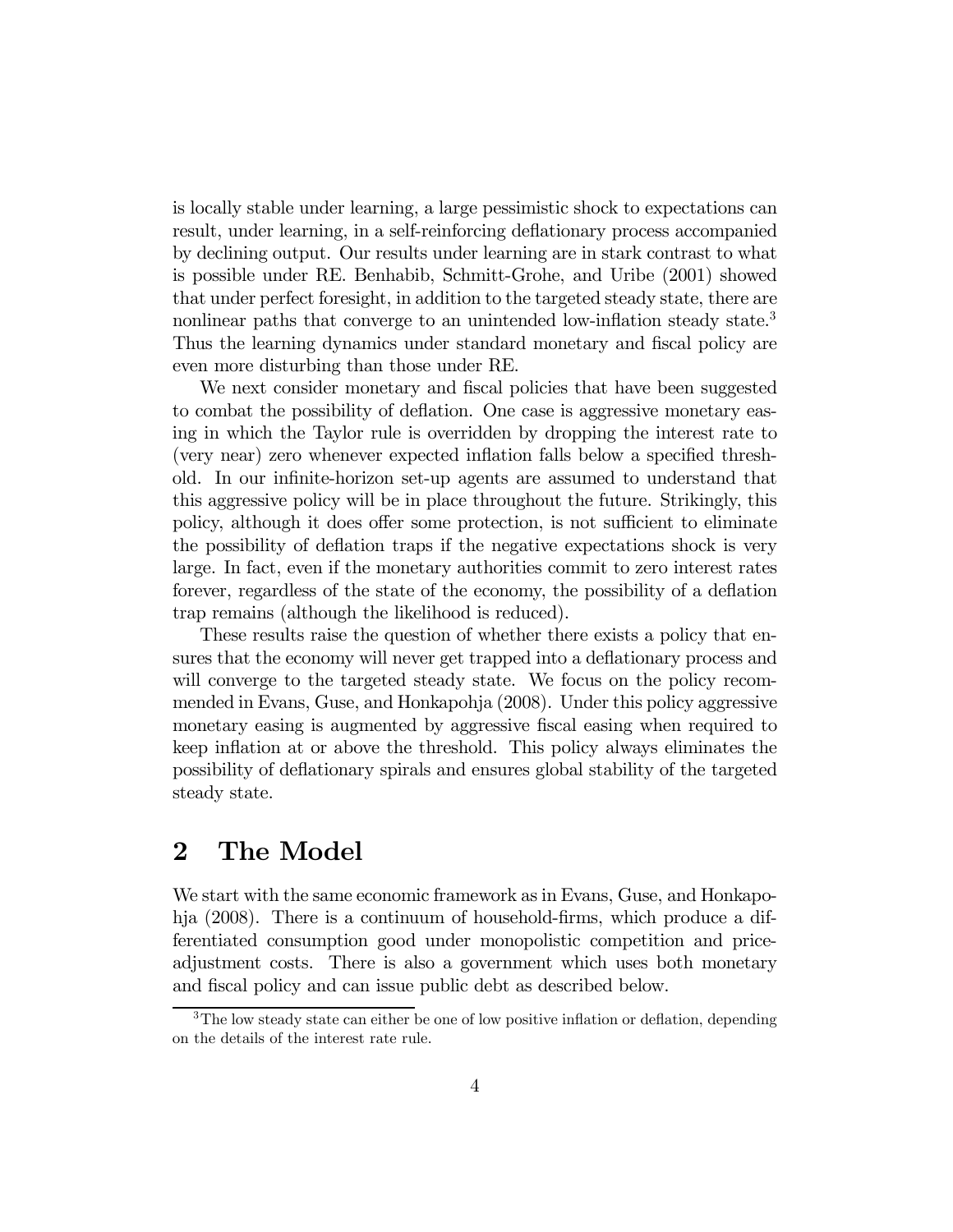is locally stable under learning, a large pessimistic shock to expectations can result, under learning, in a self-reinforcing deflationary process accompanied by declining output. Our results under learning are in stark contrast to what is possible under RE. Benhabib, Schmitt-Grohe, and Uribe (2001) showed that under perfect foresight, in addition to the targeted steady state, there are nonlinear paths that converge to an unintended low-inflation steady state.[3] Thus the learning dynamics under standard monetary and fiscal policy are even more disturbing than those under RE.

We next consider monetary and fiscal policies that have been suggested to combat the possibility of deflation. One case is aggressive monetary easing in which the Taylor rule is overridden by dropping the interest rate to (very near) zero whenever expected inflation falls below a specified threshold. In our infinite-horizon set-up agents are assumed to understand that this aggressive policy will be in place throughout the future. Strikingly, this policy, although it does offer some protection, is not sufficient to eliminate the possibility of deflation traps if the negative expectations shock is very large. In fact, even if the monetary authorities commit to zero interest rates forever, regardless of the state of the economy, the possibility of a deflation trap remains (although the likelihood is reduced).

These results raise the question of whether there exists a policy that ensures that the economy will never get trapped into a deflationary process and will converge to the targeted steady state. We focus on the policy recommended in Evans, Guse, and Honkapohja (2008). Under this policy aggressive monetary easing is augmented by aggressive fiscal easing when required to keep inflation at or above the threshold. This policy always eliminates the possibility of deflationary spirals and ensures global stability of the targeted steady state.

## 2 The Model

We start with the same economic framework as in Evans, Guse, and Honkapohja (2008). There is a continuum of household-firms, which produce a differentiated consumption good under monopolistic competition and price-adjustment costs. There is also a government which uses both monetary and fiscal policy and can issue public debt as described below.

[3] The low steady state can either be one of low positive inflation or deflation, depending on the details of the interest rate rule.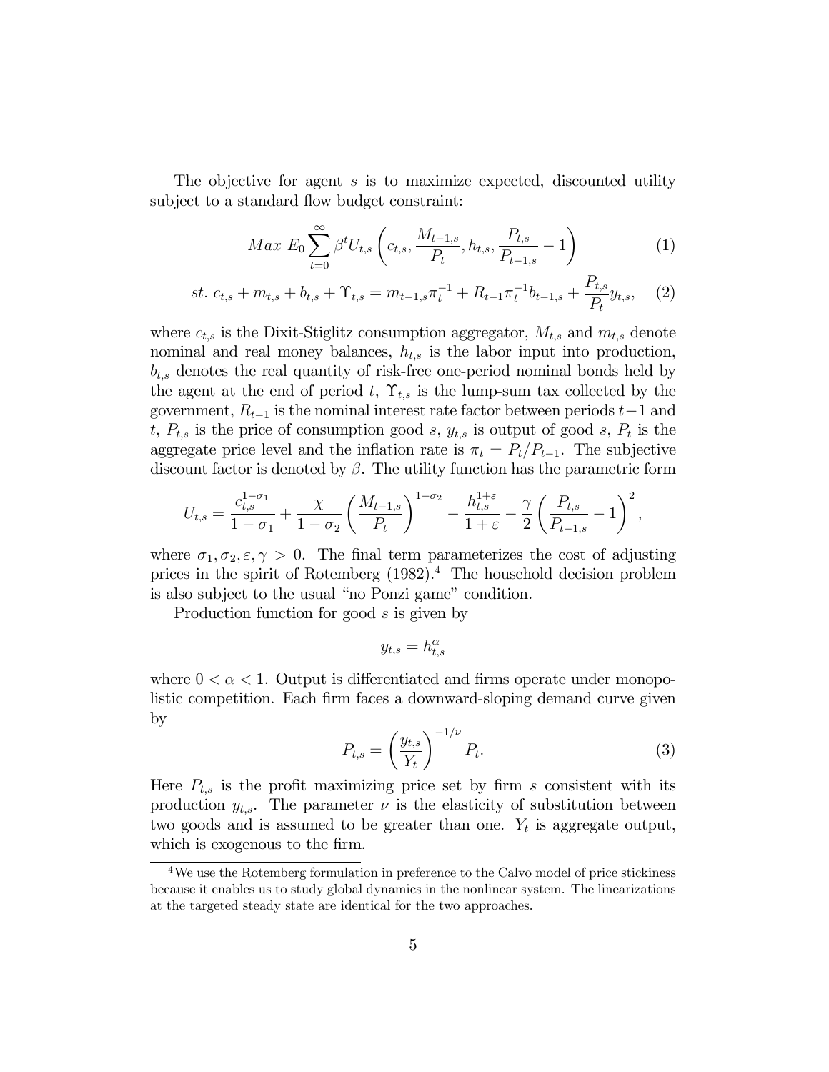The objective for agent $s$ is to maximize expected, discounted utility subject to a standard flow budget constraint:

$$Max\ E_0 \sum_{t=0}^{\infty} \beta^t U_{t,s}\left(c_{t,s}, \frac{M_{t-1,s}}{P_t}, h_{t,s}, \frac{P_{t,s}}{P_{t-1,s}} - 1\right) \tag{1}$$

$$st.\ c_{t,s} + m_{t,s} + b_{t,s} + \Upsilon_{t,s} = m_{t-1,s}\pi_t^{-1} + R_{t-1}\pi_t^{-1} b_{t-1,s} + \frac{P_{t,s}}{P_t} y_{t,s}, \tag{2}$$

where $c_{t,s}$ is the Dixit-Stiglitz consumption aggregator, $M_{t,s}$ and $m_{t,s}$ denote nominal and real money balances, $h_{t,s}$ is the labor input into production, $b_{t,s}$ denotes the real quantity of risk-free one-period nominal bonds held by the agent at the end of period $t$, $\Upsilon_{t,s}$ is the lump-sum tax collected by the government, $R_{t-1}$ is the nominal interest rate factor between periods $t-1$ and $t$, $P_{t,s}$ is the price of consumption good $s$, $y_{t,s}$ is output of good $s$, $P_t$ is the aggregate price level and the inflation rate is $\pi_t = P_t/P_{t-1}$. The subjective discount factor is denoted by $\beta$. The utility function has the parametric form

$$U_{t,s} = \frac{c_{t,s}^{1-\sigma_1}}{1-\sigma_1} + \frac{\chi}{1-\sigma_2}\left(\frac{M_{t-1,s}}{P_t}\right)^{1-\sigma_2} - \frac{h_{t,s}^{1+\varepsilon}}{1+\varepsilon} - \frac{\gamma}{2}\left(\frac{P_{t,s}}{P_{t-1,s}} - 1\right)^2,$$

where $\sigma_1, \sigma_2, \varepsilon, \gamma > 0$. The final term parameterizes the cost of adjusting prices in the spirit of Rotemberg (1982).[4] The household decision problem is also subject to the usual "no Ponzi game" condition.

Production function for good $s$ is given by

$$y_{t,s} = h_{t,s}^{\alpha}$$

where $0 < \alpha < 1$. Output is differentiated and firms operate under monopolistic competition. Each firm faces a downward-sloping demand curve given by

$$P_{t,s} = \left(\frac{y_{t,s}}{Y_t}\right)^{-1/\nu} P_t. \tag{3}$$

Here $P_{t,s}$ is the profit maximizing price set by firm $s$ consistent with its production $y_{t,s}$. The parameter $\nu$ is the elasticity of substitution between two goods and is assumed to be greater than one. $Y_t$ is aggregate output, which is exogenous to the firm.

[4] We use the Rotemberg formulation in preference to the Calvo model of price stickiness because it enables us to study global dynamics in the nonlinear system. The linearizations at the targeted steady state are identical for the two approaches.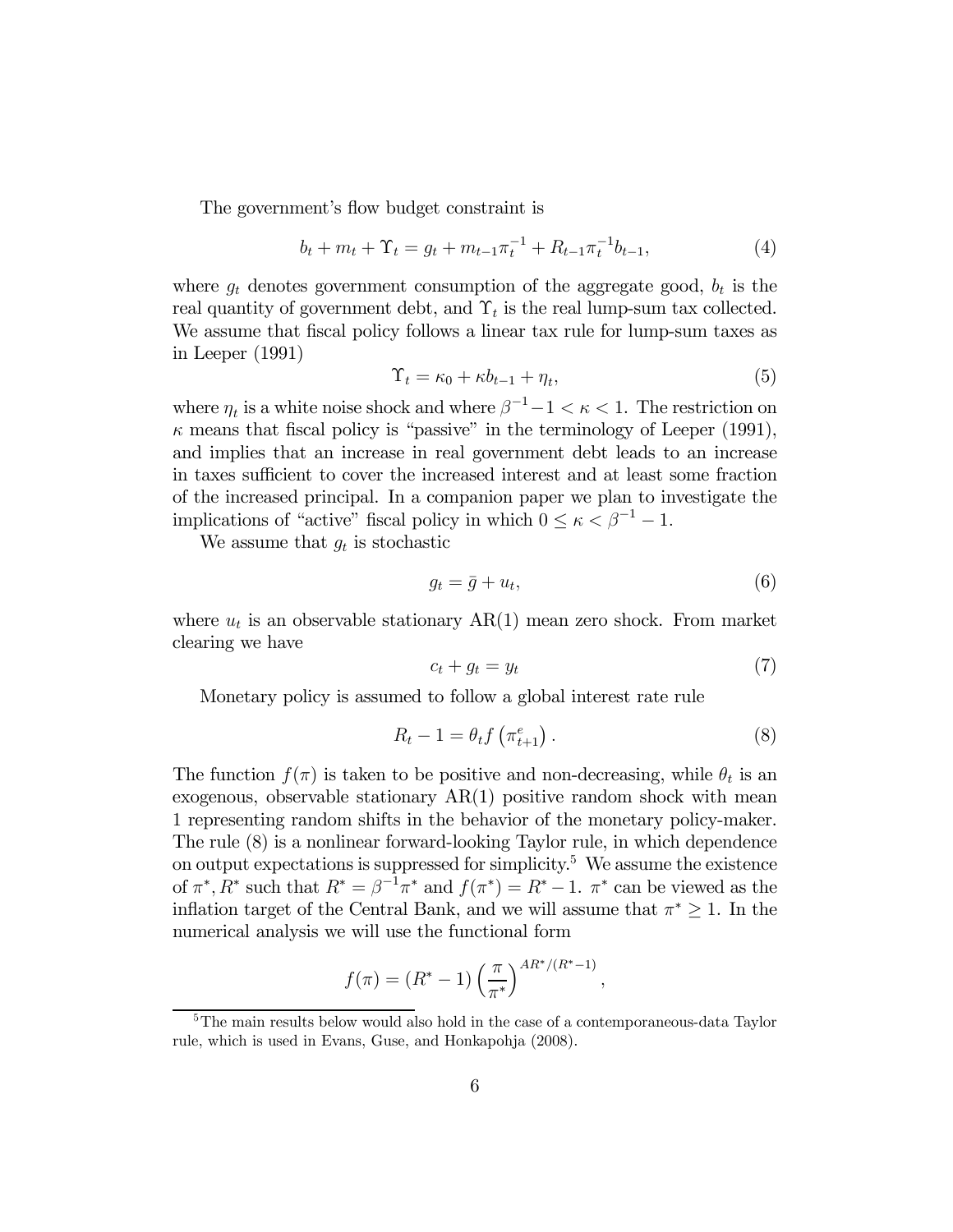The government's flow budget constraint is

$$b_t + m_t + \Upsilon_t = g_t + m_{t-1}\pi_t^{-1} + R_{t-1}\pi_t^{-1}b_{t-1}, \tag{4}$$

where $g_t$ denotes government consumption of the aggregate good, $b_t$ is the real quantity of government debt, and $\Upsilon_t$ is the real lump-sum tax collected. We assume that fiscal policy follows a linear tax rule for lump-sum taxes as in Leeper (1991)

$$\Upsilon_t = \kappa_0 + \kappa b_{t-1} + \eta_t, \tag{5}$$

where $\eta_t$ is a white noise shock and where $\beta^{-1} - 1 < \kappa < 1$. The restriction on $\kappa$ means that fiscal policy is "passive" in the terminology of Leeper (1991), and implies that an increase in real government debt leads to an increase in taxes sufficient to cover the increased interest and at least some fraction of the increased principal. In a companion paper we plan to investigate the implications of "active" fiscal policy in which $0 \leq \kappa < \beta^{-1} - 1$.

We assume that $g_t$ is stochastic

$$g_t = \bar{g} + u_t, \tag{6}$$

where $u_t$ is an observable stationary AR(1) mean zero shock. From market clearing we have

$$c_t + g_t = y_t \tag{7}$$

Monetary policy is assumed to follow a global interest rate rule

$$R_t - 1 = \theta_t f\left(\pi_{t+1}^e\right). \tag{8}$$

The function $f(\pi)$ is taken to be positive and non-decreasing, while $\theta_t$ is an exogenous, observable stationary AR(1) positive random shock with mean 1 representing random shifts in the behavior of the monetary policy-maker. The rule (8) is a nonlinear forward-looking Taylor rule, in which dependence on output expectations is suppressed for simplicity.[5] We assume the existence of $\pi^*, R^*$ such that $R^* = \beta^{-1}\pi^*$ and $f(\pi^*) = R^* - 1$. $\pi^*$ can be viewed as the inflation target of the Central Bank, and we will assume that $\pi^* \geq 1$. In the numerical analysis we will use the functional form

$$f(\pi) = (R^* - 1)\left(\frac{\pi}{\pi^*}\right)^{AR^*/(R^*-1)},$$

[5] The main results below would also hold in the case of a contemporaneous-data Taylor rule, which is used in Evans, Guse, and Honkapohja (2008).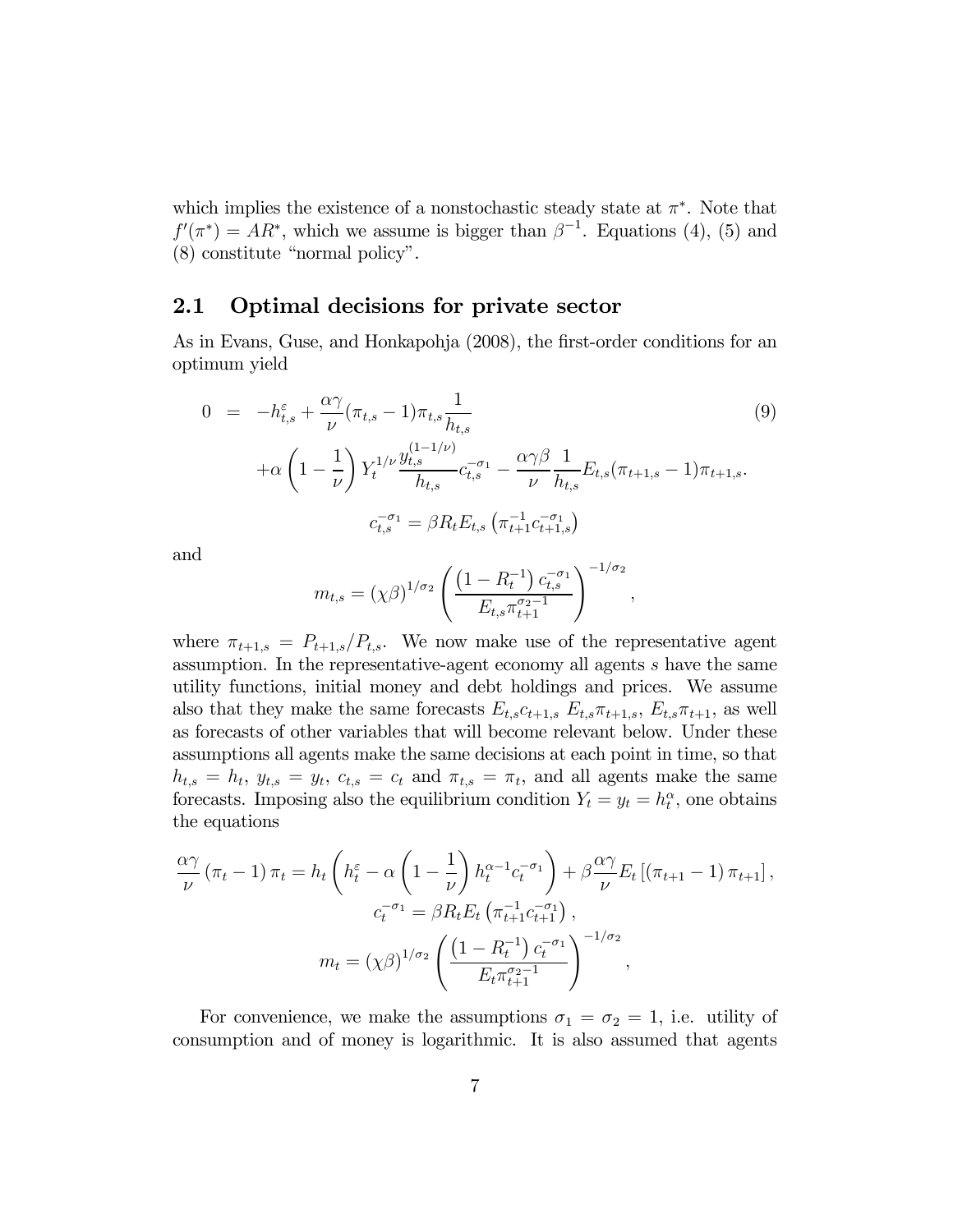which implies the existence of a nonstochastic steady state at $\pi^*$. Note that $f'(\pi^*) = AR^*$, which we assume is bigger than $\beta^{-1}$. Equations (4), (5) and (8) constitute "normal policy".

## 2.1 Optimal decisions for private sector

As in Evans, Guse, and Honkapohja (2008), the first-order conditions for an optimum yield

$$
\begin{aligned}
0 &= -h_{t,s}^{\varepsilon} + \frac{\alpha\gamma}{\nu}(\pi_{t,s}-1)\pi_{t,s}\frac{1}{h_{t,s}} \qquad (9) \\
&\quad + \alpha\left(1-\frac{1}{\nu}\right)Y_t^{1/\nu}\frac{y_{t,s}^{(1-1/\nu)}}{h_{t,s}}c_{t,s}^{-\sigma_1} - \frac{\alpha\gamma\beta}{\nu}\frac{1}{h_{t,s}}E_{t,s}(\pi_{t+1,s}-1)\pi_{t+1,s}.
\end{aligned}
$$

$$
c_{t,s}^{-\sigma_1} = \beta R_t E_{t,s}\left(\pi_{t+1}^{-1}c_{t+1,s}^{-\sigma_1}\right)
$$

and

$$
m_{t,s} = (\chi\beta)^{1/\sigma_2}\left(\frac{\left(1-R_t^{-1}\right)c_{t,s}^{-\sigma_1}}{E_{t,s}\pi_{t+1}^{\sigma_2-1}}\right)^{-1/\sigma_2},
$$

where $\pi_{t+1,s} = P_{t+1,s}/P_{t,s}$. We now make use of the representative agent assumption. In the representative-agent economy all agents $s$ have the same utility functions, initial money and debt holdings and prices. We assume also that they make the same forecasts $E_{t,s}c_{t+1,s}$ $E_{t,s}\pi_{t+1,s}$, $E_{t,s}\pi_{t+1}$, as well as forecasts of other variables that will become relevant below. Under these assumptions all agents make the same decisions at each point in time, so that $h_{t,s} = h_t$, $y_{t,s} = y_t$, $c_{t,s} = c_t$ and $\pi_{t,s} = \pi_t$, and all agents make the same forecasts. Imposing also the equilibrium condition $Y_t = y_t = h_t^{\alpha}$, one obtains the equations

$$
\frac{\alpha\gamma}{\nu}\left(\pi_t-1\right)\pi_t = h_t\left(h_t^{\varepsilon} - \alpha\left(1-\frac{1}{\nu}\right)h_t^{\alpha-1}c_t^{-\sigma_1}\right) + \beta\frac{\alpha\gamma}{\nu}E_t\left[\left(\pi_{t+1}-1\right)\pi_{t+1}\right],
$$

$$
c_t^{-\sigma_1} = \beta R_t E_t\left(\pi_{t+1}^{-1}c_{t+1}^{-\sigma_1}\right),
$$

$$
m_t = (\chi\beta)^{1/\sigma_2}\left(\frac{\left(1-R_t^{-1}\right)c_t^{-\sigma_1}}{E_t\pi_{t+1}^{\sigma_2-1}}\right)^{-1/\sigma_2},
$$

For convenience, we make the assumptions $\sigma_1 = \sigma_2 = 1$, i.e. utility of consumption and of money is logarithmic. It is also assumed that agents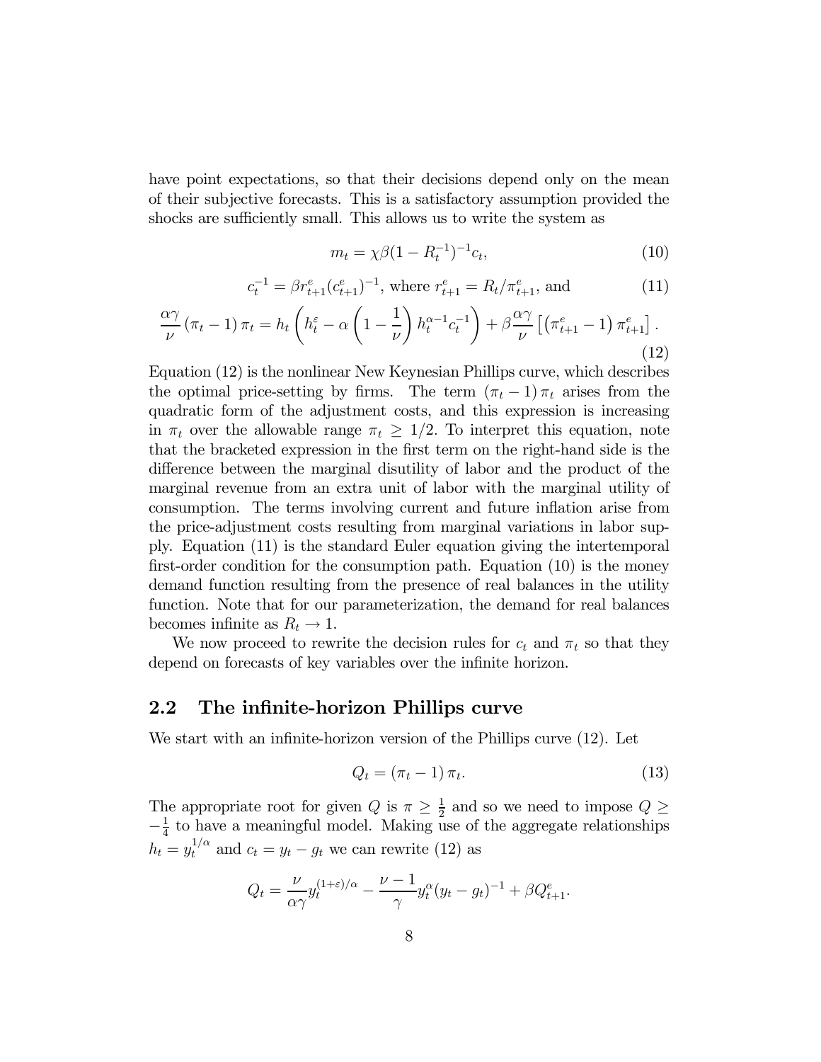have point expectations, so that their decisions depend only on the mean of their subjective forecasts. This is a satisfactory assumption provided the shocks are sufficiently small. This allows us to write the system as

$$m_t = \chi\beta(1 - R_t^{-1})^{-1} c_t, \tag{10}$$

$$c_t^{-1} = \beta r_{t+1}^e (c_{t+1}^e)^{-1}, \text{ where } r_{t+1}^e = R_t/\pi_{t+1}^e, \text{ and} \tag{11}$$

$$\frac{\alpha\gamma}{\nu}(\pi_t - 1)\pi_t = h_t\left(h_t^{\varepsilon} - \alpha\left(1 - \frac{1}{\nu}\right)h_t^{\alpha-1}c_t^{-1}\right) + \beta\frac{\alpha\gamma}{\nu}\left[\left(\pi_{t+1}^e - 1\right)\pi_{t+1}^e\right]. \tag{12}$$

Equation (12) is the nonlinear New Keynesian Phillips curve, which describes the optimal price-setting by firms. The term $(\pi_t - 1)\pi_t$ arises from the quadratic form of the adjustment costs, and this expression is increasing in $\pi_t$ over the allowable range $\pi_t \geq 1/2$. To interpret this equation, note that the bracketed expression in the first term on the right-hand side is the difference between the marginal disutility of labor and the product of the marginal revenue from an extra unit of labor with the marginal utility of consumption. The terms involving current and future inflation arise from the price-adjustment costs resulting from marginal variations in labor supply. Equation (11) is the standard Euler equation giving the intertemporal first-order condition for the consumption path. Equation (10) is the money demand function resulting from the presence of real balances in the utility function. Note that for our parameterization, the demand for real balances becomes infinite as $R_t \to 1$.

We now proceed to rewrite the decision rules for $c_t$ and $\pi_t$ so that they depend on forecasts of key variables over the infinite horizon.

## 2.2 The infinite-horizon Phillips curve

We start with an infinite-horizon version of the Phillips curve (12). Let

$$Q_t = (\pi_t - 1)\pi_t. \tag{13}$$

The appropriate root for given $Q$ is $\pi \geq \frac{1}{2}$ and so we need to impose $Q \geq -\frac{1}{4}$ to have a meaningful model. Making use of the aggregate relationships $h_t = y_t^{1/\alpha}$ and $c_t = y_t - g_t$ we can rewrite (12) as

$$Q_t = \frac{\nu}{\alpha\gamma}y_t^{(1+\varepsilon)/\alpha} - \frac{\nu - 1}{\gamma}y_t^{\alpha}(y_t - g_t)^{-1} + \beta Q_{t+1}^e.$$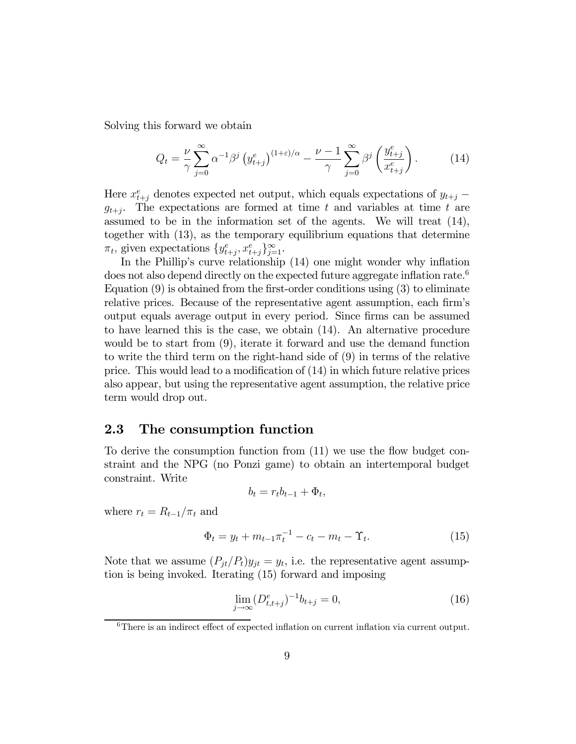Solving this forward we obtain

$$Q_t = \frac{\nu}{\gamma} \sum_{j=0}^{\infty} \alpha^{-1} \beta^j \left(y_{t+j}^e\right)^{(1+\varepsilon)/\alpha} - \frac{\nu - 1}{\gamma} \sum_{j=0}^{\infty} \beta^j \left(\frac{y_{t+j}^e}{x_{t+j}^e}\right). \tag{14}$$

Here $x_{t+j}^e$ denotes expected net output, which equals expectations of $y_{t+j} - g_{t+j}$. The expectations are formed at time $t$ and variables at time $t$ are assumed to be in the information set of the agents. We will treat (14), together with (13), as the temporary equilibrium equations that determine $\pi_t$, given expectations $\{y_{t+j}^e, x_{t+j}^e\}_{j=1}^{\infty}$.

In the Phillip's curve relationship (14) one might wonder why inflation does not also depend directly on the expected future aggregate inflation rate.[6] Equation (9) is obtained from the first-order conditions using (3) to eliminate relative prices. Because of the representative agent assumption, each firm's output equals average output in every period. Since firms can be assumed to have learned this is the case, we obtain (14). An alternative procedure would be to start from (9), iterate it forward and use the demand function to write the third term on the right-hand side of (9) in terms of the relative price. This would lead to a modification of (14) in which future relative prices also appear, but using the representative agent assumption, the relative price term would drop out.

## 2.3 The consumption function

To derive the consumption function from (11) we use the flow budget constraint and the NPG (no Ponzi game) to obtain an intertemporal budget constraint. Write

$$b_t = r_t b_{t-1} + \Phi_t,$$

where $r_t = R_{t-1}/\pi_t$ and

$$\Phi_t = y_t + m_{t-1}\pi_t^{-1} - c_t - m_t - \Upsilon_t. \tag{15}$$

Note that we assume $(P_{jt}/P_t)y_{jt} = y_t$, i.e. the representative agent assumption is being invoked. Iterating (15) forward and imposing

$$\lim_{j \to \infty} (D_{t,t+j}^e)^{-1} b_{t+j} = 0, \tag{16}$$

[6] There is an indirect effect of expected inflation on current inflation via current output.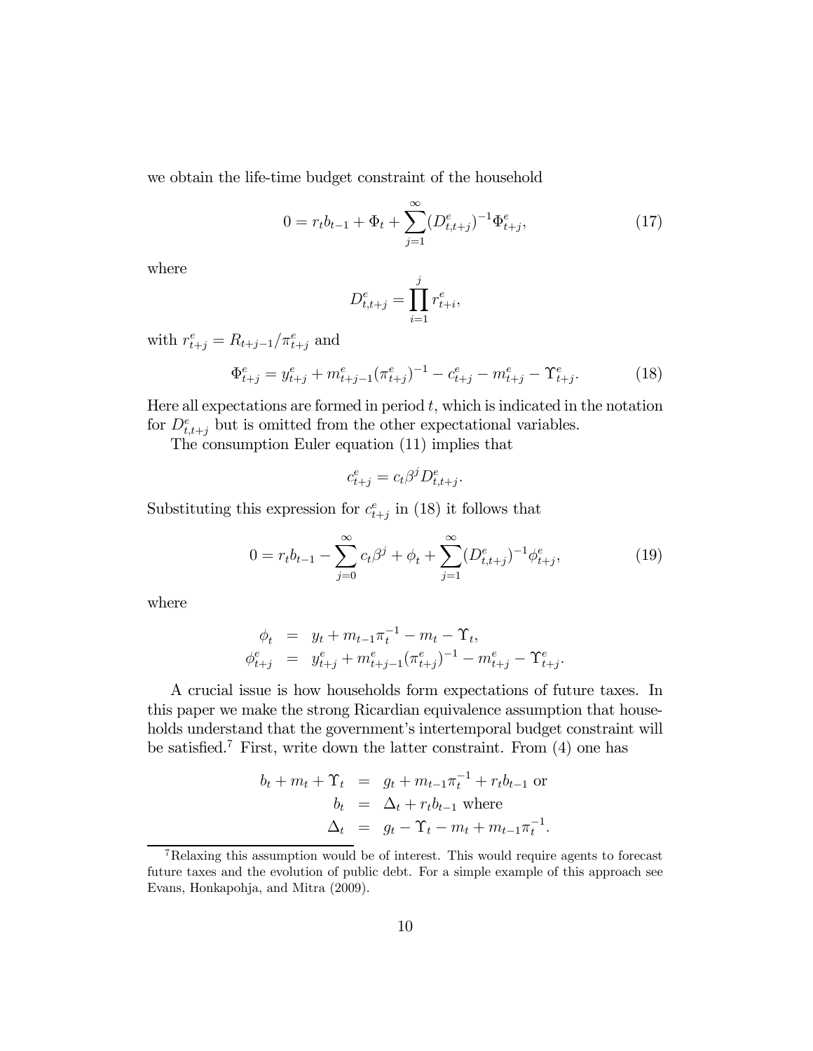we obtain the life-time budget constraint of the household

$$0 = r_t b_{t-1} + \Phi_t + \sum_{j=1}^{\infty} (D^e_{t,t+j})^{-1} \Phi^e_{t+j}, \tag{17}$$

where

$$D^e_{t,t+j} = \prod_{i=1}^{j} r^e_{t+i},$$

with $r^e_{t+j} = R_{t+j-1}/\pi^e_{t+j}$ and

$$\Phi^e_{t+j} = y^e_{t+j} + m^e_{t+j-1}(\pi^e_{t+j})^{-1} - c^e_{t+j} - m^e_{t+j} - \Upsilon^e_{t+j}. \tag{18}$$

Here all expectations are formed in period $t$, which is indicated in the notation for $D^e_{t,t+j}$ but is omitted from the other expectational variables.

The consumption Euler equation (11) implies that

$$c^e_{t+j} = c_t \beta^j D^e_{t,t+j}.$$

Substituting this expression for $c^e_{t+j}$ in (18) it follows that

$$0 = r_t b_{t-1} - \sum_{j=0}^{\infty} c_t \beta^j + \phi_t + \sum_{j=1}^{\infty} (D^e_{t,t+j})^{-1} \phi^e_{t+j}, \tag{19}$$

where

$$\begin{aligned}
\phi_t &= y_t + m_{t-1}\pi_t^{-1} - m_t - \Upsilon_t, \\
\phi^e_{t+j} &= y^e_{t+j} + m^e_{t+j-1}(\pi^e_{t+j})^{-1} - m^e_{t+j} - \Upsilon^e_{t+j}.
\end{aligned}$$

A crucial issue is how households form expectations of future taxes. In this paper we make the strong Ricardian equivalence assumption that households understand that the government's intertemporal budget constraint will be satisfied.[7] First, write down the latter constraint. From (4) one has

$$\begin{aligned}
b_t + m_t + \Upsilon_t &= g_t + m_{t-1}\pi_t^{-1} + r_t b_{t-1} \text{ or} \\
b_t &= \Delta_t + r_t b_{t-1} \text{ where} \\
\Delta_t &= g_t - \Upsilon_t - m_t + m_{t-1}\pi_t^{-1}.
\end{aligned}$$

[7] Relaxing this assumption would be of interest. This would require agents to forecast future taxes and the evolution of public debt. For a simple example of this approach see Evans, Honkapohja, and Mitra (2009).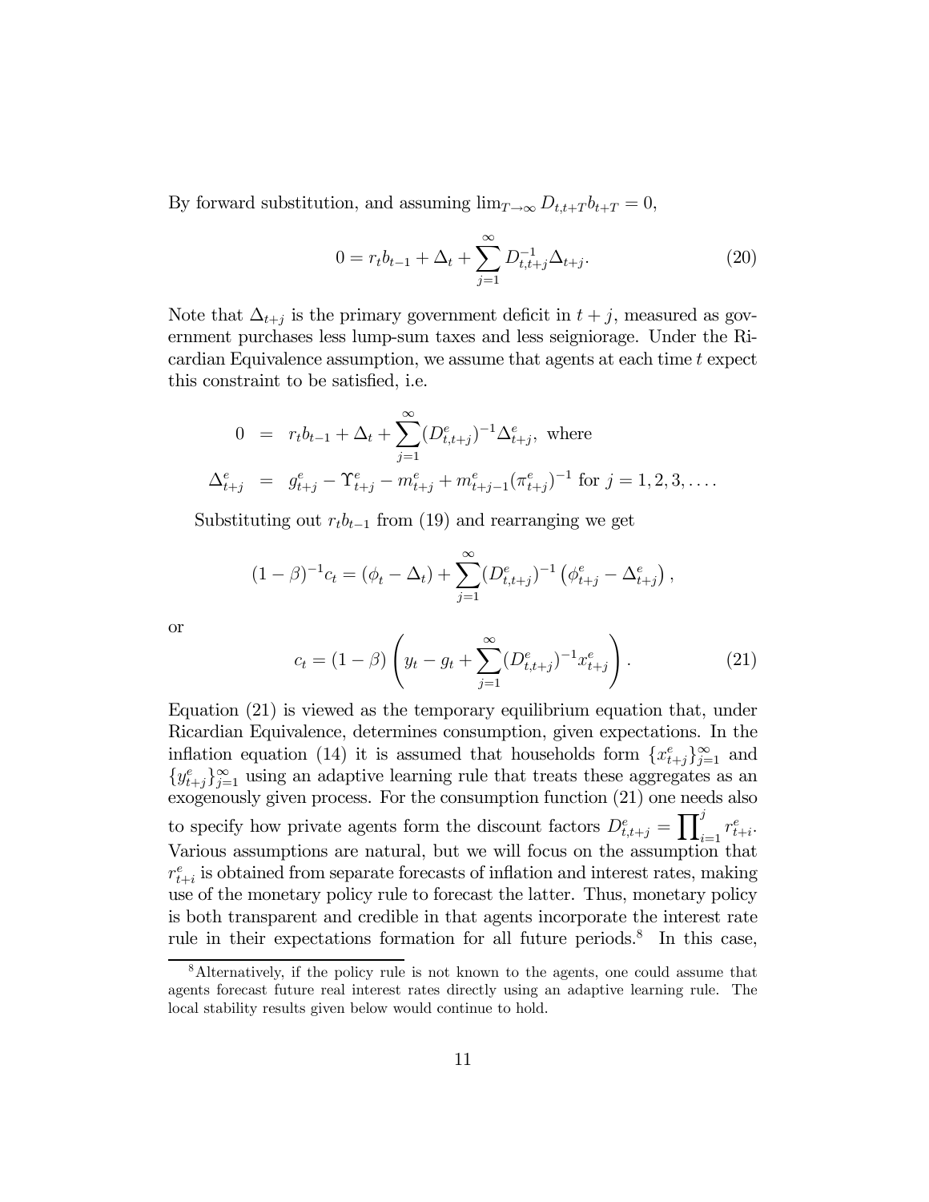By forward substitution, and assuming $\lim_{T\to\infty} D_{t,t+T} b_{t+T} = 0$,

$$0 = r_t b_{t-1} + \Delta_t + \sum_{j=1}^{\infty} D_{t,t+j}^{-1} \Delta_{t+j}. \tag{20}$$

Note that $\Delta_{t+j}$ is the primary government deficit in $t+j$, measured as government purchases less lump-sum taxes and less seigniorage. Under the Ricardian Equivalence assumption, we assume that agents at each time $t$ expect this constraint to be satisfied, i.e.

$$\begin{aligned} 0 &= r_t b_{t-1} + \Delta_t + \sum_{j=1}^{\infty} (D_{t,t+j}^e)^{-1} \Delta_{t+j}^e, \text{ where} \\ \Delta_{t+j}^e &= g_{t+j}^e - \Upsilon_{t+j}^e - m_{t+j}^e + m_{t+j-1}^e (\pi_{t+j}^e)^{-1} \text{ for } j = 1, 2, 3, \ldots. \end{aligned}$$

Substituting out $r_t b_{t-1}$ from (19) and rearranging we get

$$(1-\beta)^{-1} c_t = (\phi_t - \Delta_t) + \sum_{j=1}^{\infty} (D_{t,t+j}^e)^{-1} \left( \phi_{t+j}^e - \Delta_{t+j}^e \right),$$

or

$$c_t = (1-\beta) \left( y_t - g_t + \sum_{j=1}^{\infty} (D_{t,t+j}^e)^{-1} x_{t+j}^e \right). \tag{21}$$

Equation (21) is viewed as the temporary equilibrium equation that, under Ricardian Equivalence, determines consumption, given expectations. In the inflation equation (14) it is assumed that households form $\{x_{t+j}^e\}_{j=1}^{\infty}$ and $\{y_{t+j}^e\}_{j=1}^{\infty}$ using an adaptive learning rule that treats these aggregates as an exogenously given process. For the consumption function (21) one needs also to specify how private agents form the discount factors $D_{t,t+j}^e = \prod_{i=1}^{j} r_{t+i}^e$. Various assumptions are natural, but we will focus on the assumption that $r_{t+i}^e$ is obtained from separate forecasts of inflation and interest rates, making use of the monetary policy rule to forecast the latter. Thus, monetary policy is both transparent and credible in that agents incorporate the interest rate rule in their expectations formation for all future periods.[8] In this case,

[8] Alternatively, if the policy rule is not known to the agents, one could assume that agents forecast future real interest rates directly using an adaptive learning rule. The local stability results given below would continue to hold.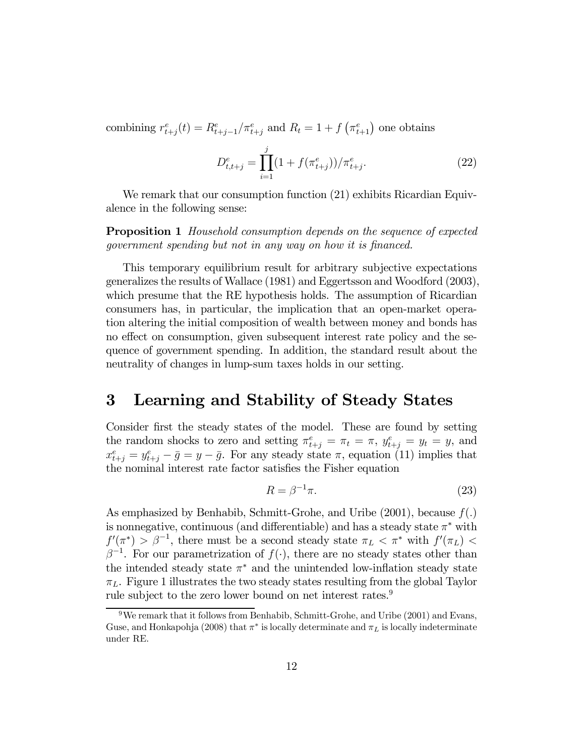combining $r^e_{t+j}(t) = R^e_{t+j-1}/\pi^e_{t+j}$ and $R_t = 1 + f\left(\pi^e_{t+1}\right)$ one obtains

$$D^e_{t,t+j} = \prod_{i=1}^{j} (1 + f(\pi^e_{t+j}))/\pi^e_{t+j}. \tag{22}$$

We remark that our consumption function (21) exhibits Ricardian Equivalence in the following sense:

**Proposition 1** *Household consumption depends on the sequence of expected government spending but not in any way on how it is financed.*

This temporary equilibrium result for arbitrary subjective expectations generalizes the results of Wallace (1981) and Eggertsson and Woodford (2003), which presume that the RE hypothesis holds. The assumption of Ricardian consumers has, in particular, the implication that an open-market operation altering the initial composition of wealth between money and bonds has no effect on consumption, given subsequent interest rate policy and the sequence of government spending. In addition, the standard result about the neutrality of changes in lump-sum taxes holds in our setting.

# 3 Learning and Stability of Steady States

Consider first the steady states of the model. These are found by setting the random shocks to zero and setting $\pi^e_{t+j} = \pi_t = \pi$, $y^e_{t+j} = y_t = y$, and $x^e_{t+j} = y^e_{t+j} - \bar{g} = y - \bar{g}$. For any steady state $\pi$, equation (11) implies that the nominal interest rate factor satisfies the Fisher equation

$$R = \beta^{-1}\pi. \tag{23}$$

As emphasized by Benhabib, Schmitt-Grohe, and Uribe (2001), because $f(.)$ is nonnegative, continuous (and differentiable) and has a steady state $\pi^*$ with $f'(\pi^*) > \beta^{-1}$, there must be a second steady state $\pi_L < \pi^*$ with $f'(\pi_L) < \beta^{-1}$. For our parametrization of $f(\cdot)$, there are no steady states other than the intended steady state $\pi^*$ and the unintended low-inflation steady state $\pi_L$. Figure 1 illustrates the two steady states resulting from the global Taylor rule subject to the zero lower bound on net interest rates.[9]

[9] We remark that it follows from Benhabib, Schmitt-Grohe, and Uribe (2001) and Evans, Guse, and Honkapohja (2008) that $\pi^*$ is locally determinate and $\pi_L$ is locally indeterminate under RE.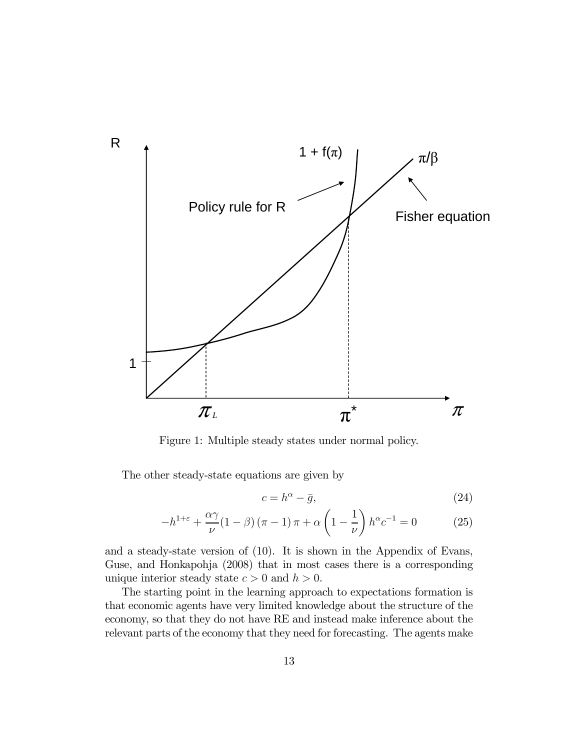Figure 1: Multiple steady states under normal policy.

The other steady-state equations are given by

$$c = h^{\alpha} - \bar{g}, \tag{24}$$

$$-h^{1+\varepsilon} + \frac{\alpha\gamma}{\nu}(1-\beta)(\pi - 1)\pi + \alpha\left(1 - \frac{1}{\nu}\right)h^{\alpha}c^{-1} = 0 \tag{25}$$

and a steady-state version of (10). It is shown in the Appendix of Evans, Guse, and Honkapohja (2008) that in most cases there is a corresponding unique interior steady state $c > 0$ and $h > 0$.

The starting point in the learning approach to expectations formation is that economic agents have very limited knowledge about the structure of the economy, so that they do not have RE and instead make inference about the relevant parts of the economy that they need for forecasting. The agents make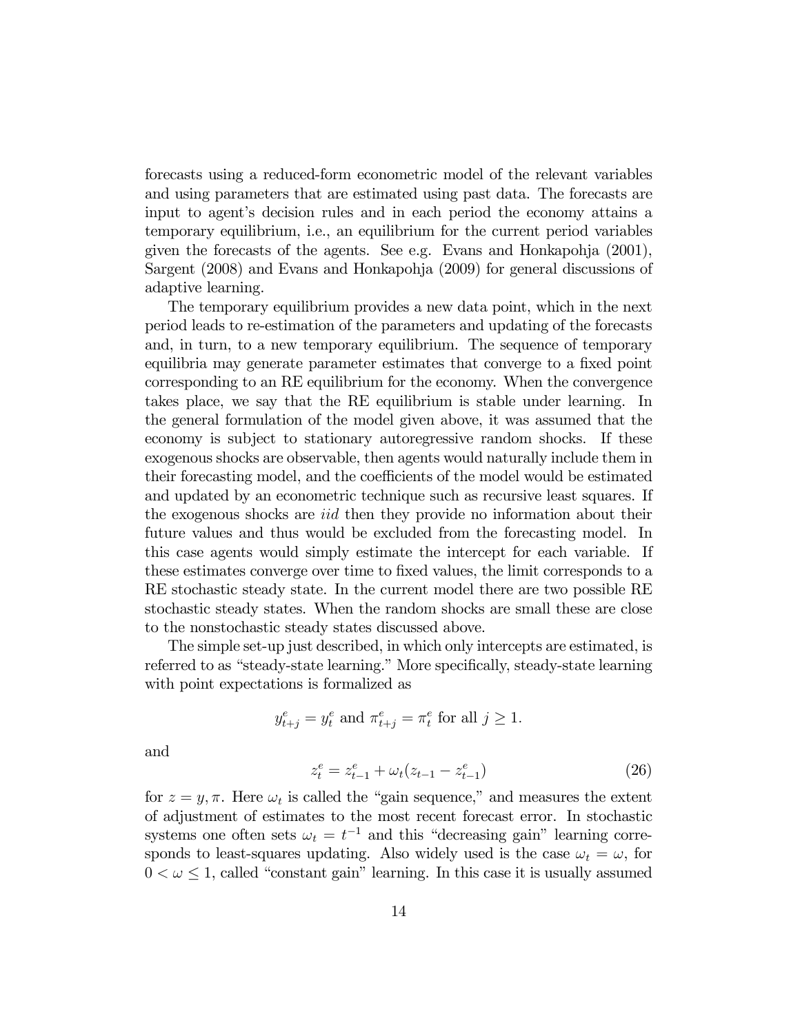forecasts using a reduced-form econometric model of the relevant variables and using parameters that are estimated using past data. The forecasts are input to agent's decision rules and in each period the economy attains a temporary equilibrium, i.e., an equilibrium for the current period variables given the forecasts of the agents. See e.g. Evans and Honkapohja (2001), Sargent (2008) and Evans and Honkapohja (2009) for general discussions of adaptive learning.

The temporary equilibrium provides a new data point, which in the next period leads to re-estimation of the parameters and updating of the forecasts and, in turn, to a new temporary equilibrium. The sequence of temporary equilibria may generate parameter estimates that converge to a fixed point corresponding to an RE equilibrium for the economy. When the convergence takes place, we say that the RE equilibrium is stable under learning. In the general formulation of the model given above, it was assumed that the economy is subject to stationary autoregressive random shocks. If these exogenous shocks are observable, then agents would naturally include them in their forecasting model, and the coefficients of the model would be estimated and updated by an econometric technique such as recursive least squares. If the exogenous shocks are *iid* then they provide no information about their future values and thus would be excluded from the forecasting model. In this case agents would simply estimate the intercept for each variable. If these estimates converge over time to fixed values, the limit corresponds to a RE stochastic steady state. In the current model there are two possible RE stochastic steady states. When the random shocks are small these are close to the nonstochastic steady states discussed above.

The simple set-up just described, in which only intercepts are estimated, is referred to as "steady-state learning." More specifically, steady-state learning with point expectations is formalized as

$$y^e_{t+j} = y^e_t \text{ and } \pi^e_{t+j} = \pi^e_t \text{ for all } j \geq 1.$$

and

$$z^e_t = z^e_{t-1} + \omega_t (z_{t-1} - z^e_{t-1}) \tag{26}$$

for $z = y, \pi$. Here $\omega_t$ is called the "gain sequence," and measures the extent of adjustment of estimates to the most recent forecast error. In stochastic systems one often sets $\omega_t = t^{-1}$ and this "decreasing gain" learning corresponds to least-squares updating. Also widely used is the case $\omega_t = \omega$, for $0 < \omega \leq 1$, called "constant gain" learning. In this case it is usually assumed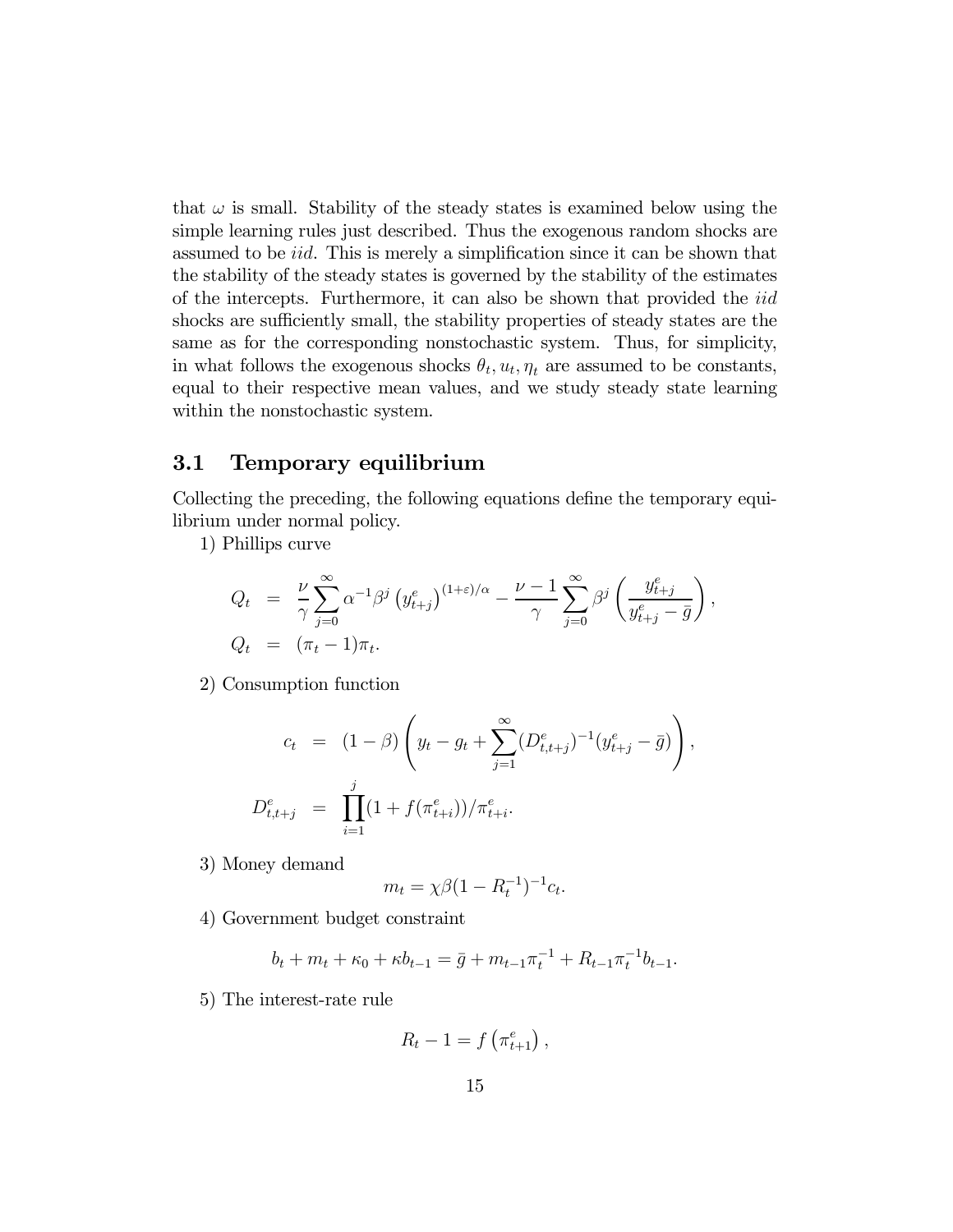that $\omega$ is small. Stability of the steady states is examined below using the simple learning rules just described. Thus the exogenous random shocks are assumed to be *iid*. This is merely a simplification since it can be shown that the stability of the steady states is governed by the stability of the estimates of the intercepts. Furthermore, it can also be shown that provided the *iid* shocks are sufficiently small, the stability properties of steady states are the same as for the corresponding nonstochastic system. Thus, for simplicity, in what follows the exogenous shocks $\theta_t, u_t, \eta_t$ are assumed to be constants, equal to their respective mean values, and we study steady state learning within the nonstochastic system.

### 3.1 Temporary equilibrium

Collecting the preceding, the following equations define the temporary equilibrium under normal policy.

1) Phillips curve

$$
\begin{aligned}
Q_t &= \frac{\nu}{\gamma} \sum_{j=0}^{\infty} \alpha^{-1} \beta^j \left( y_{t+j}^e \right)^{(1+\varepsilon)/\alpha} - \frac{\nu - 1}{\gamma} \sum_{j=0}^{\infty} \beta^j \left( \frac{y_{t+j}^e}{y_{t+j}^e - \bar{g}} \right), \\
Q_t &= (\pi_t - 1)\pi_t.
\end{aligned}
$$

2) Consumption function

$$
\begin{aligned}
c_t &= (1 - \beta) \left( y_t - g_t + \sum_{j=1}^{\infty} (D_{t,t+j}^e)^{-1} (y_{t+j}^e - \bar{g}) \right), \\
D_{t,t+j}^e &= \prod_{i=1}^{j} (1 + f(\pi_{t+i}^e)) / \pi_{t+i}^e.
\end{aligned}
$$

3) Money demand

$$
m_t = \chi \beta (1 - R_t^{-1})^{-1} c_t.
$$

4) Government budget constraint

$$
b_t + m_t + \kappa_0 + \kappa b_{t-1} = \bar{g} + m_{t-1} \pi_t^{-1} + R_{t-1} \pi_t^{-1} b_{t-1}.
$$

5) The interest-rate rule

$$
R_t - 1 = f\left( \pi_{t+1}^e \right),
$$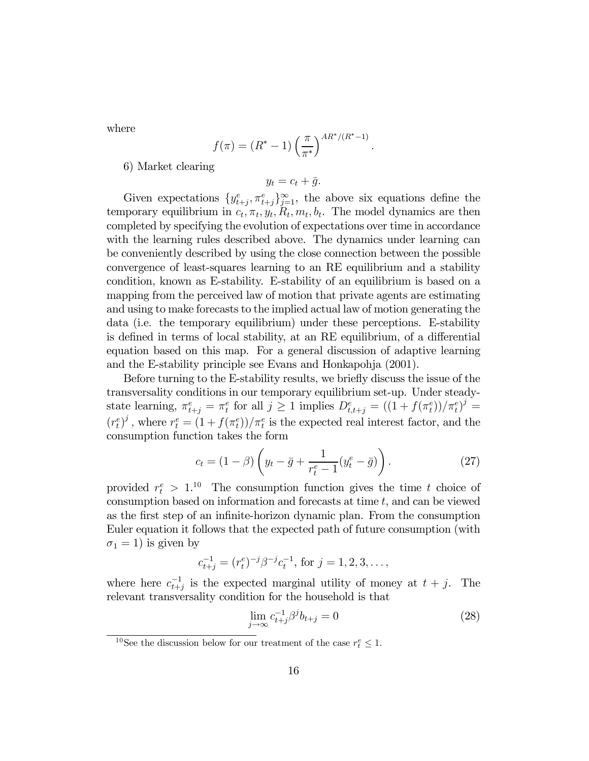where

$$f(\pi) = (R^* - 1)\left(\frac{\pi}{\pi^*}\right)^{AR^*/(R^*-1)}.$$

6) Market clearing

$$y_t = c_t + \bar{g}.$$

Given expectations $\{y^e_{t+j}, \pi^e_{t+j}\}_{j=1}^{\infty}$, the above six equations define the temporary equilibrium in $c_t, \pi_t, y_t, R_t, m_t, b_t$. The model dynamics are then completed by specifying the evolution of expectations over time in accordance with the learning rules described above. The dynamics under learning can be conveniently described by using the close connection between the possible convergence of least-squares learning to an RE equilibrium and a stability condition, known as E-stability. E-stability of an equilibrium is based on a mapping from the perceived law of motion that private agents are estimating and using to make forecasts to the implied actual law of motion generating the data (i.e. the temporary equilibrium) under these perceptions. E-stability is defined in terms of local stability, at an RE equilibrium, of a differential equation based on this map. For a general discussion of adaptive learning and the E-stability principle see Evans and Honkapohja (2001).

Before turning to the E-stability results, we briefly discuss the issue of the transversality conditions in our temporary equilibrium set-up. Under steady-state learning, $\pi^e_{t+j} = \pi^e_t$ for all $j \geq 1$ implies $D^e_{t,t+j} = ((1 + f(\pi^e_t))/\pi^e_t)^j = (r^e_t)^j$, where $r^e_t = (1 + f(\pi^e_t))/\pi^e_t$ is the expected real interest factor, and the consumption function takes the form

$$c_t = (1-\beta)\left(y_t - \bar{g} + \frac{1}{r^e_t - 1}(y^e_t - \bar{g})\right). \tag{27}$$

provided $r^e_t > 1$.[10] The consumption function gives the time $t$ choice of consumption based on information and forecasts at time $t$, and can be viewed as the first step of an infinite-horizon dynamic plan. From the consumption Euler equation it follows that the expected path of future consumption (with $\sigma_1 = 1$) is given by

$$c^{-1}_{t+j} = (r^e_t)^{-j}\beta^{-j}c^{-1}_t, \text{ for } j = 1, 2, 3, \ldots,$$

where here $c^{-1}_{t+j}$ is the expected marginal utility of money at $t + j$. The relevant transversality condition for the household is that

$$\lim_{j\to\infty} c^{-1}_{t+j}\beta^j b_{t+j} = 0 \tag{28}$$

[10] See the discussion below for our treatment of the case $r^e_t \leq 1$.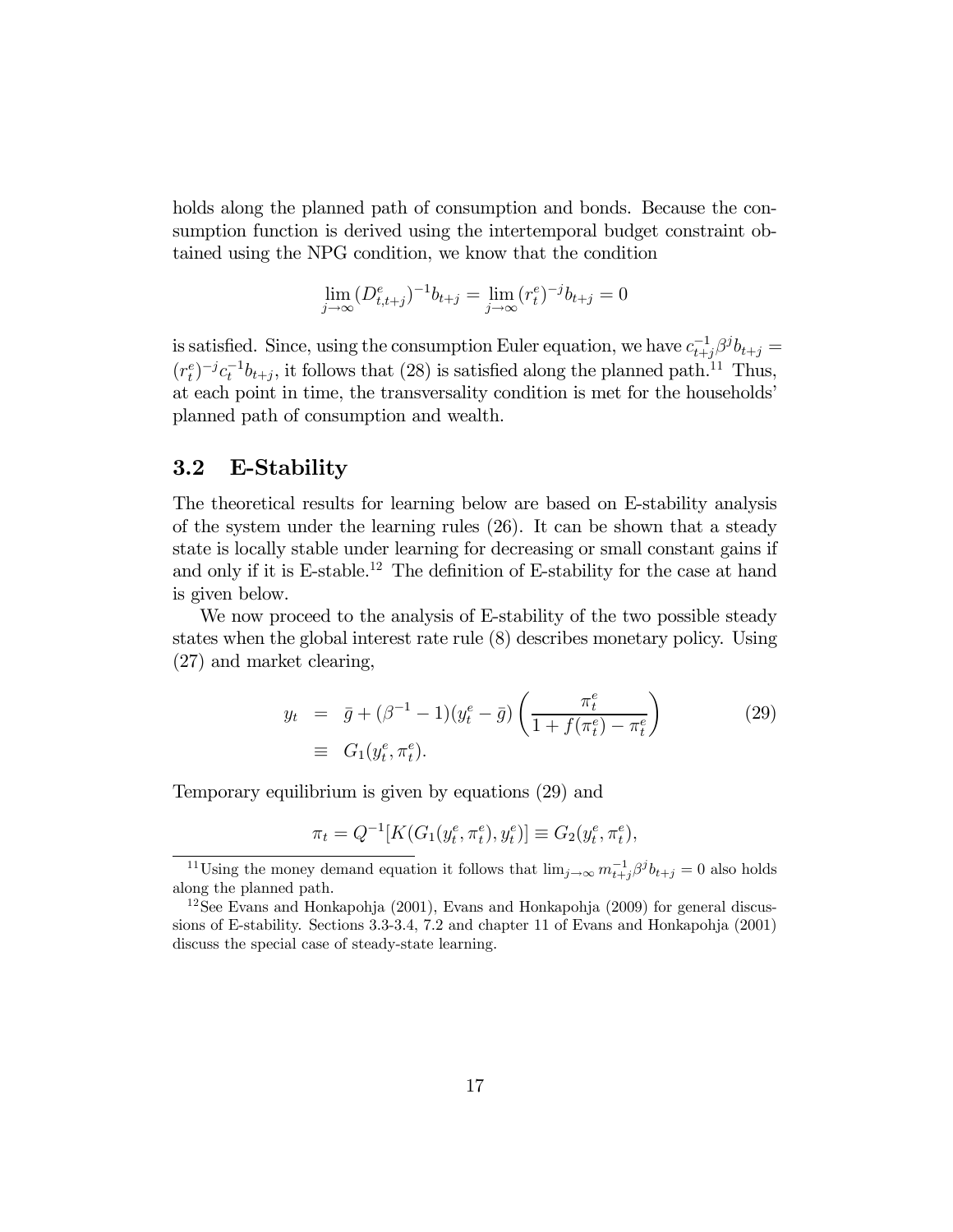holds along the planned path of consumption and bonds. Because the consumption function is derived using the intertemporal budget constraint obtained using the NPG condition, we know that the condition

$$\lim_{j\to\infty}(D^e_{t,t+j})^{-1}b_{t+j}=\lim_{j\to\infty}(r^e_t)^{-j}b_{t+j}=0$$

is satisfied. Since, using the consumption Euler equation, we have $c^{-1}_{t+j}\beta^j b_{t+j}=(r^e_t)^{-j}c^{-1}_t b_{t+j}$, it follows that (28) is satisfied along the planned path.[11] Thus, at each point in time, the transversality condition is met for the households' planned path of consumption and wealth.

## 3.2 E-Stability

The theoretical results for learning below are based on E-stability analysis of the system under the learning rules (26). It can be shown that a steady state is locally stable under learning for decreasing or small constant gains if and only if it is E-stable.[12] The definition of E-stability for the case at hand is given below.

We now proceed to the analysis of E-stability of the two possible steady states when the global interest rate rule (8) describes monetary policy. Using (27) and market clearing,

$$\begin{aligned} y_t &= \bar{g}+(\beta^{-1}-1)(y^e_t-\bar{g})\left(\frac{\pi^e_t}{1+f(\pi^e_t)-\pi^e_t}\right) \\ &\equiv G_1(y^e_t,\pi^e_t). \end{aligned} \tag{29}$$

Temporary equilibrium is given by equations (29) and

$$\pi_t=Q^{-1}[K(G_1(y^e_t,\pi^e_t),y^e_t)]\equiv G_2(y^e_t,\pi^e_t),$$

[11] Using the money demand equation it follows that $\lim_{j\to\infty}m^{-1}_{t+j}\beta^j b_{t+j}=0$ also holds along the planned path.

[12] See Evans and Honkapohja (2001), Evans and Honkapohja (2009) for general discussions of E-stability. Sections 3.3-3.4, 7.2 and chapter 11 of Evans and Honkapohja (2001) discuss the special case of steady-state learning.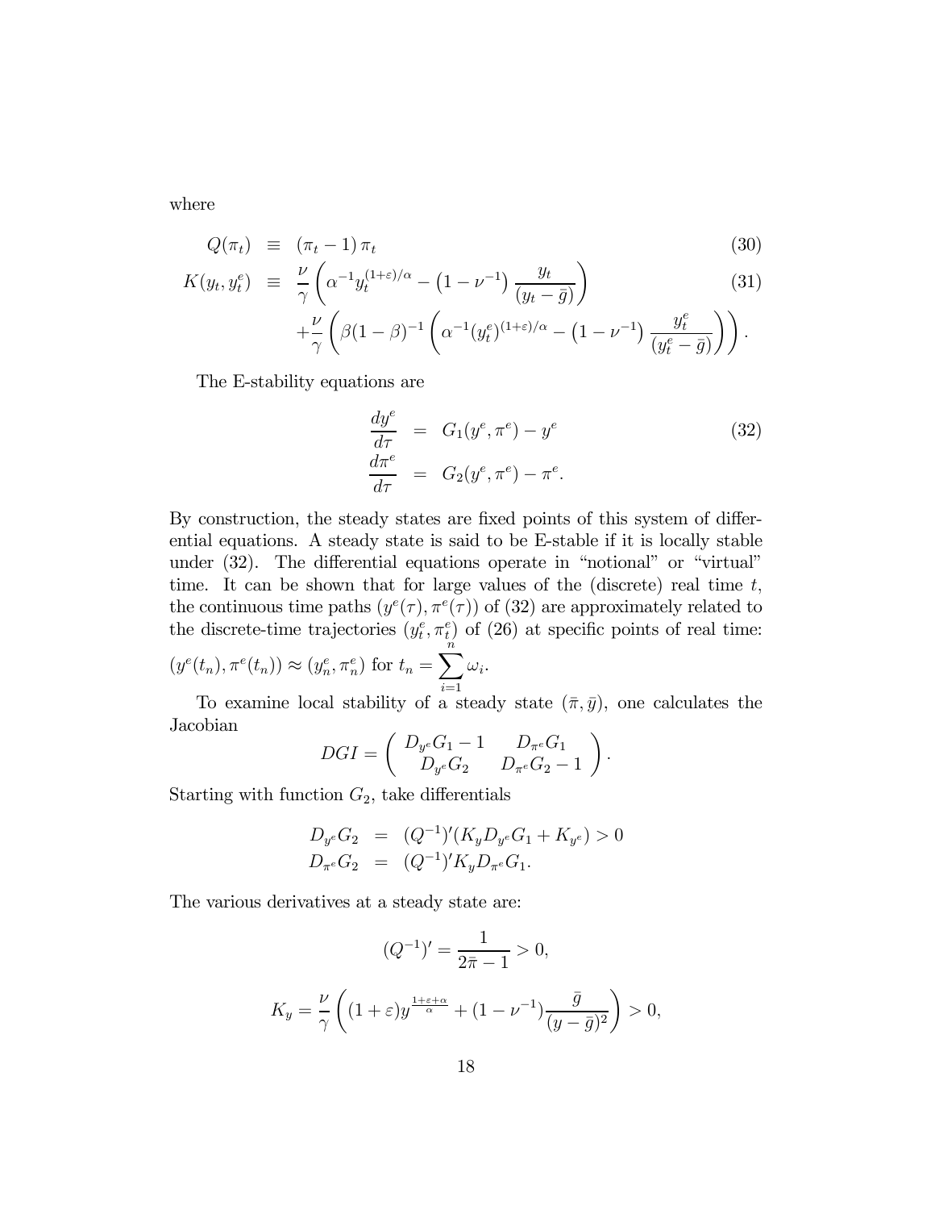where

$$
\begin{aligned}
Q(\pi_t) &\equiv (\pi_t - 1)\,\pi_t && (30)\\
K(y_t, y_t^e) &\equiv \frac{\nu}{\gamma}\left(\alpha^{-1} y_t^{(1+\varepsilon)/\alpha} - \left(1-\nu^{-1}\right)\frac{y_t}{(y_t - \bar{g})}\right) && (31)\\
&\quad + \frac{\nu}{\gamma}\left(\beta(1-\beta)^{-1}\left(\alpha^{-1}(y_t^e)^{(1+\varepsilon)/\alpha} - \left(1-\nu^{-1}\right)\frac{y_t^e}{(y_t^e - \bar{g})}\right)\right).
\end{aligned}
$$

The E-stability equations are

$$
\begin{aligned}
\frac{dy^e}{d\tau} &= G_1(y^e, \pi^e) - y^e && (32)\\
\frac{d\pi^e}{d\tau} &= G_2(y^e, \pi^e) - \pi^e.
\end{aligned}
$$

By construction, the steady states are fixed points of this system of differential equations. A steady state is said to be E-stable if it is locally stable under (32). The differential equations operate in "notional" or "virtual" time. It can be shown that for large values of the (discrete) real time $t$, the continuous time paths $(y^e(\tau), \pi^e(\tau))$ of (32) are approximately related to the discrete-time trajectories $(y_t^e, \pi_t^e)$ of (26) at specific points of real time: $(y^e(t_n), \pi^e(t_n)) \approx (y_n^e, \pi_n^e)$ for $t_n = \sum_{i=1}^{n} \omega_i$.

To examine local stability of a steady state $(\bar{\pi}, \bar{y})$, one calculates the Jacobian

$$
DGI = \begin{pmatrix} D_{y^e}G_1 - 1 & D_{\pi^e}G_1 \\ D_{y^e}G_2 & D_{\pi^e}G_2 - 1 \end{pmatrix}.
$$

Starting with function $G_2$, take differentials

$$
\begin{aligned}
D_{y^e}G_2 &= (Q^{-1})'(K_y D_{y^e}G_1 + K_{y^e}) > 0\\
D_{\pi^e}G_2 &= (Q^{-1})' K_y D_{\pi^e}G_1.
\end{aligned}
$$

The various derivatives at a steady state are:

$$
(Q^{-1})' = \frac{1}{2\bar{\pi} - 1} > 0,
$$

$$
K_y = \frac{\nu}{\gamma}\left((1+\varepsilon)y^{\frac{1+\varepsilon+\alpha}{\alpha}} + (1-\nu^{-1})\frac{\bar{g}}{(y-\bar{g})^2}\right) > 0,
$$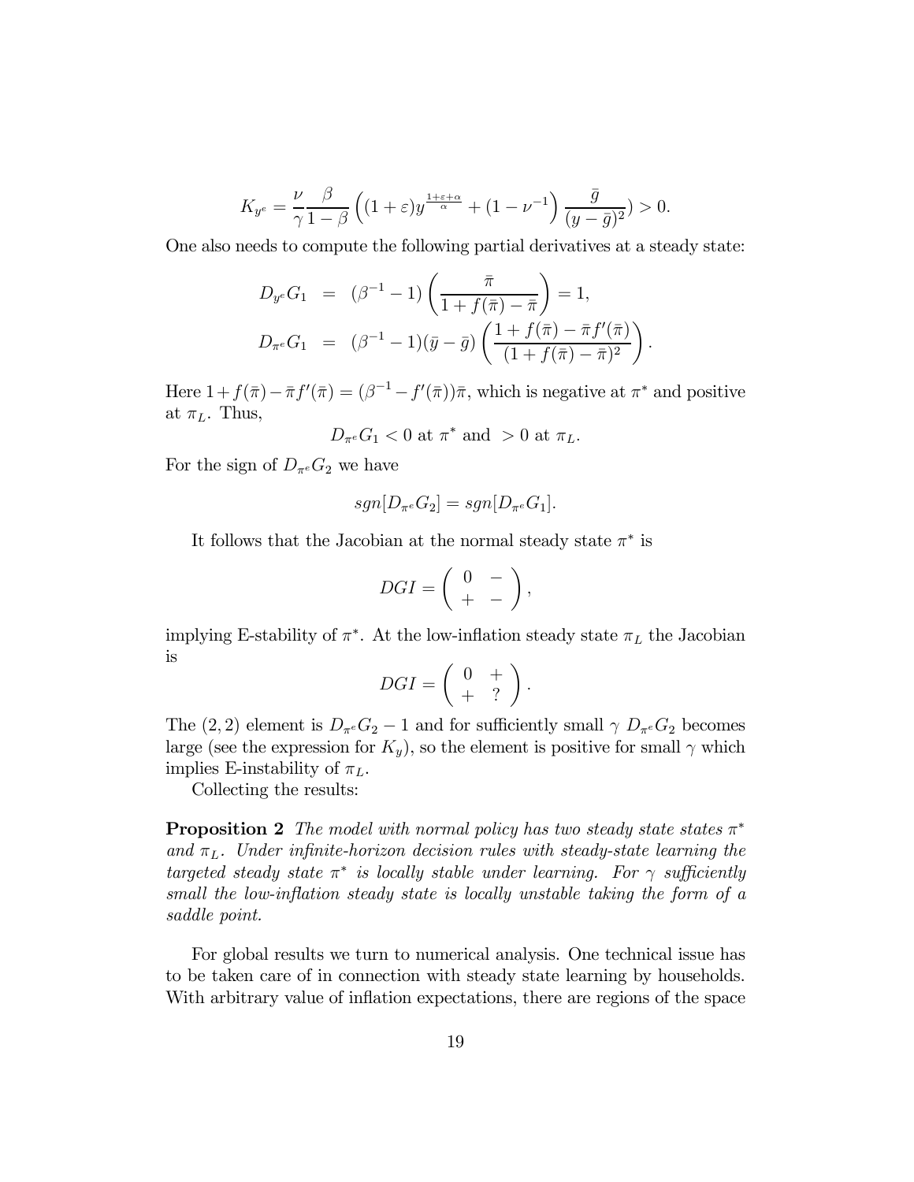$$K_{y^e} = \frac{\nu}{\gamma}\frac{\beta}{1-\beta}\left((1+\varepsilon)y^{\frac{1+\varepsilon+\alpha}{\alpha}} + \left(1-\nu^{-1}\right)\frac{\bar{g}}{(y-\bar{g})^2}\right) > 0.$$

One also needs to compute the following partial derivatives at a steady state:

$$\begin{aligned}
D_{y^e}G_1 &= (\beta^{-1}-1)\left(\frac{\bar{\pi}}{1+f(\bar{\pi})-\bar{\pi}}\right) = 1, \\
D_{\pi^e}G_1 &= (\beta^{-1}-1)(\bar{y}-\bar{g})\left(\frac{1+f(\bar{\pi})-\bar{\pi}f'(\bar{\pi})}{(1+f(\bar{\pi})-\bar{\pi})^2}\right).
\end{aligned}$$

Here $1+f(\bar{\pi})-\bar{\pi}f'(\bar{\pi}) = (\beta^{-1}-f'(\bar{\pi}))\bar{\pi}$, which is negative at $\pi^*$ and positive at $\pi_L$. Thus,

$$D_{\pi^e}G_1 < 0 \text{ at } \pi^* \text{ and } > 0 \text{ at } \pi_L.$$

For the sign of $D_{\pi^e}G_2$ we have

$$sgn[D_{\pi^e}G_2] = sgn[D_{\pi^e}G_1].$$

It follows that the Jacobian at the normal steady state $\pi^*$ is

$$DGI = \begin{pmatrix} 0 & - \\ + & - \end{pmatrix},$$

implying E-stability of $\pi^*$. At the low-inflation steady state $\pi_L$ the Jacobian is

$$DGI = \begin{pmatrix} 0 & + \\ + & ? \end{pmatrix}.$$

The $(2,2)$ element is $D_{\pi^e}G_2 - 1$ and for sufficiently small $\gamma$ $D_{\pi^e}G_2$ becomes large (see the expression for $K_y$), so the element is positive for small $\gamma$ which implies E-instability of $\pi_L$.

Collecting the results:

**Proposition 2** *The model with normal policy has two steady state states $\pi^*$ and $\pi_L$. Under infinite-horizon decision rules with steady-state learning the targeted steady state $\pi^*$ is locally stable under learning. For $\gamma$ sufficiently small the low-inflation steady state is locally unstable taking the form of a saddle point.*

For global results we turn to numerical analysis. One technical issue has to be taken care of in connection with steady state learning by households. With arbitrary value of inflation expectations, there are regions of the space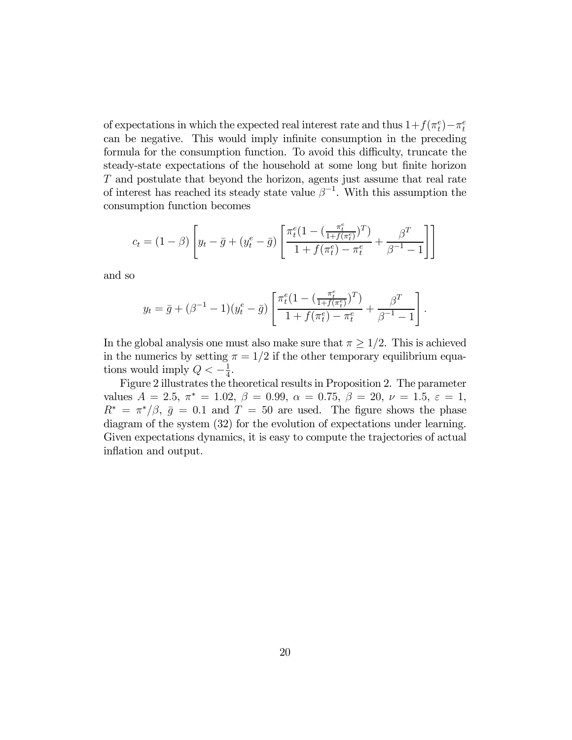of expectations in which the expected real interest rate and thus $1+f(\pi_t^e)-\pi_t^e$ can be negative. This would imply infinite consumption in the preceding formula for the consumption function. To avoid this difficulty, truncate the steady-state expectations of the household at some long but finite horizon $T$ and postulate that beyond the horizon, agents just assume that real rate of interest has reached its steady state value $\beta^{-1}$. With this assumption the consumption function becomes

$$c_t = (1-\beta)\left[y_t - \bar{g} + (y_t^e - \bar{g})\left[\frac{\pi_t^e(1-(\frac{\pi_t^e}{1+f(\pi_t^e)})^T)}{1+f(\pi_t^e)-\pi_t^e} + \frac{\beta^T}{\beta^{-1}-1}\right]\right]$$

and so

$$y_t = \bar{g} + (\beta^{-1}-1)(y_t^e - \bar{g})\left[\frac{\pi_t^e(1-(\frac{\pi_t^e}{1+f(\pi_t^e)})^T)}{1+f(\pi_t^e)-\pi_t^e} + \frac{\beta^T}{\beta^{-1}-1}\right].$$

In the global analysis one must also make sure that $\pi \geq 1/2$. This is achieved in the numerics by setting $\pi = 1/2$ if the other temporary equilibrium equations would imply $Q < -\frac{1}{4}$.

Figure 2 illustrates the theoretical results in Proposition 2. The parameter values $A = 2.5$, $\pi^* = 1.02$, $\beta = 0.99$, $\alpha = 0.75$, $\beta = 20$, $\nu = 1.5$, $\varepsilon = 1$, $R^* = \pi^*/\beta$, $\bar{g} = 0.1$ and $T = 50$ are used. The figure shows the phase diagram of the system (32) for the evolution of expectations under learning. Given expectations dynamics, it is easy to compute the trajectories of actual inflation and output.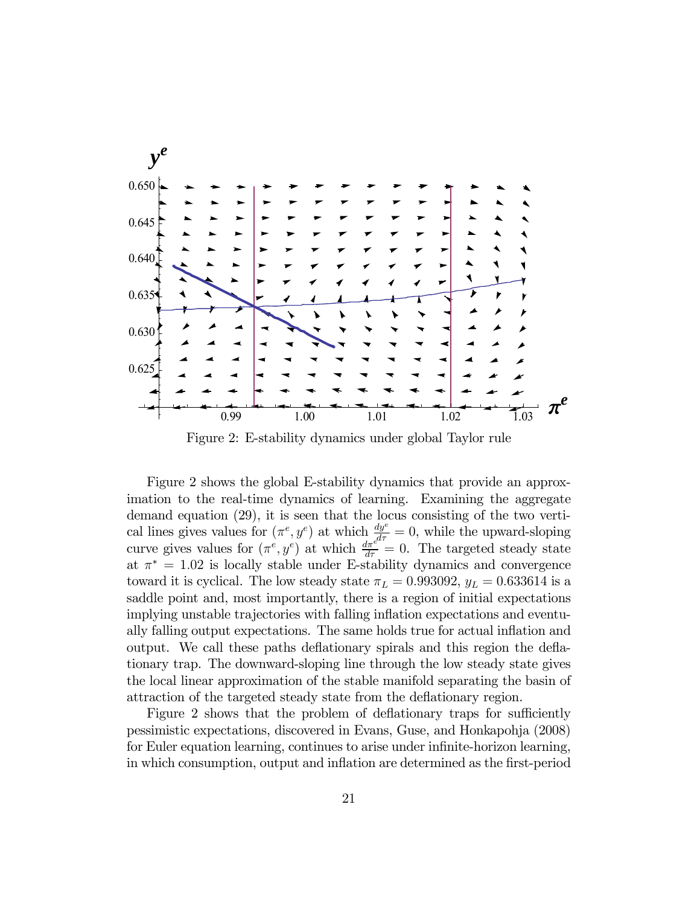Figure 2: E-stability dynamics under global Taylor rule

Figure 2 shows the global E-stability dynamics that provide an approximation to the real-time dynamics of learning. Examining the aggregate demand equation (29), it is seen that the locus consisting of the two vertical lines gives values for $(\pi^e, y^e)$ at which $\frac{dy^e}{d\tau} = 0$, while the upward-sloping curve gives values for $(\pi^e, y^e)$ at which $\frac{d\pi^e}{d\tau} = 0$. The targeted steady state at $\pi^* = 1.02$ is locally stable under E-stability dynamics and convergence toward it is cyclical. The low steady state $\pi_L = 0.993092$, $y_L = 0.633614$ is a saddle point and, most importantly, there is a region of initial expectations implying unstable trajectories with falling inflation expectations and eventually falling output expectations. The same holds true for actual inflation and output. We call these paths deflationary spirals and this region the deflationary trap. The downward-sloping line through the low steady state gives the local linear approximation of the stable manifold separating the basin of attraction of the targeted steady state from the deflationary region.

Figure 2 shows that the problem of deflationary traps for sufficiently pessimistic expectations, discovered in Evans, Guse, and Honkapohja (2008) for Euler equation learning, continues to arise under infinite-horizon learning, in which consumption, output and inflation are determined as the first-period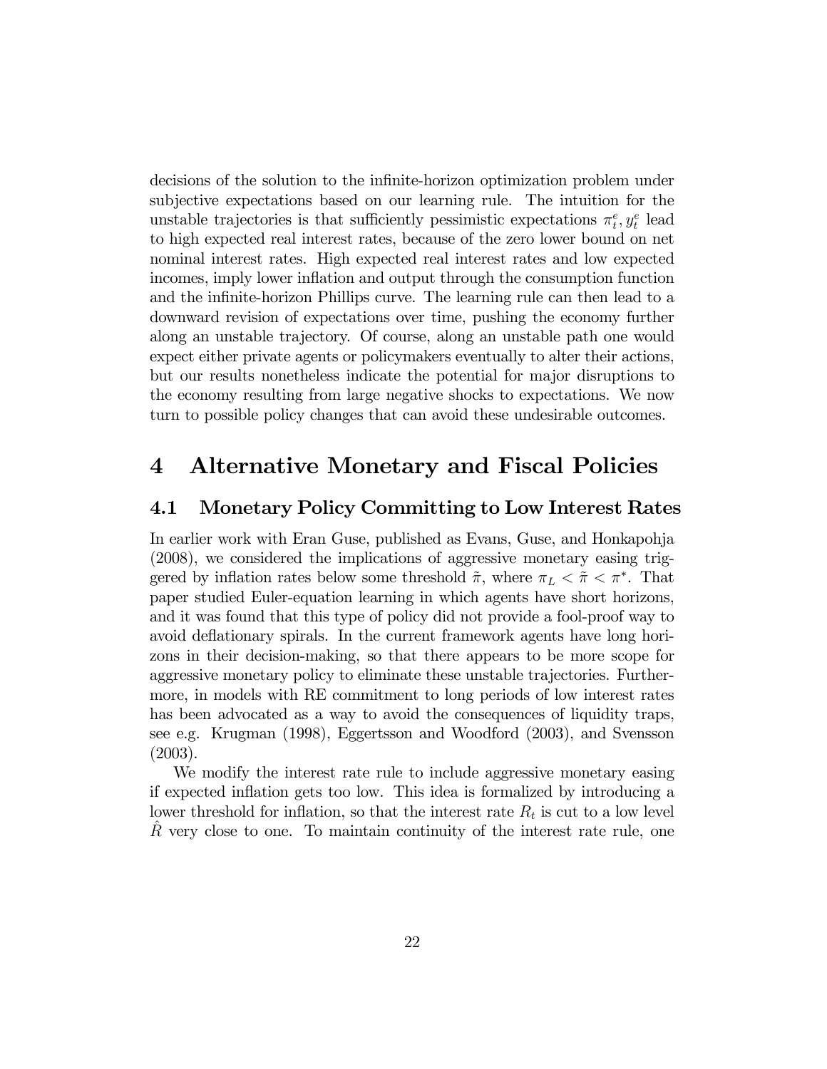decisions of the solution to the infinite-horizon optimization problem under subjective expectations based on our learning rule. The intuition for the unstable trajectories is that sufficiently pessimistic expectations $\pi_t^e, y_t^e$ lead to high expected real interest rates, because of the zero lower bound on net nominal interest rates. High expected real interest rates and low expected incomes, imply lower inflation and output through the consumption function and the infinite-horizon Phillips curve. The learning rule can then lead to a downward revision of expectations over time, pushing the economy further along an unstable trajectory. Of course, along an unstable path one would expect either private agents or policymakers eventually to alter their actions, but our results nonetheless indicate the potential for major disruptions to the economy resulting from large negative shocks to expectations. We now turn to possible policy changes that can avoid these undesirable outcomes.

# 4 Alternative Monetary and Fiscal Policies

## 4.1 Monetary Policy Committing to Low Interest Rates

In earlier work with Eran Guse, published as Evans, Guse, and Honkapohja (2008), we considered the implications of aggressive monetary easing triggered by inflation rates below some threshold $\tilde{\pi}$, where $\pi_L < \tilde{\pi} < \pi^*$. That paper studied Euler-equation learning in which agents have short horizons, and it was found that this type of policy did not provide a fool-proof way to avoid deflationary spirals. In the current framework agents have long horizons in their decision-making, so that there appears to be more scope for aggressive monetary policy to eliminate these unstable trajectories. Furthermore, in models with RE commitment to long periods of low interest rates has been advocated as a way to avoid the consequences of liquidity traps, see e.g. Krugman (1998), Eggertsson and Woodford (2003), and Svensson (2003).

We modify the interest rate rule to include aggressive monetary easing if expected inflation gets too low. This idea is formalized by introducing a lower threshold for inflation, so that the interest rate $R_t$ is cut to a low level $\hat{R}$ very close to one. To maintain continuity of the interest rate rule, one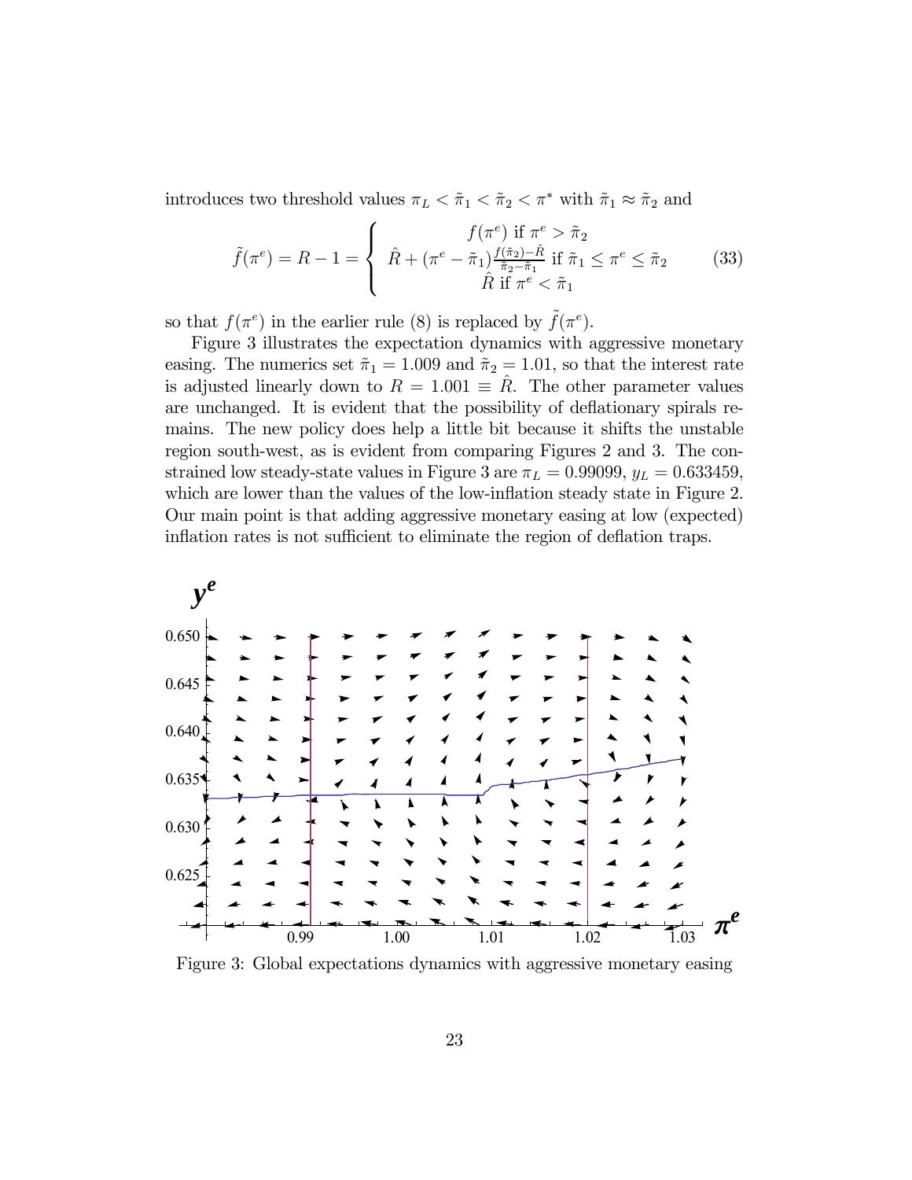introduces two threshold values $\pi_L < \tilde{\pi}_1 < \tilde{\pi}_2 < \pi^*$ with $\tilde{\pi}_1 \approx \tilde{\pi}_2$ and

$$\tilde{f}(\pi^e) = R - 1 = \begin{cases} f(\pi^e) \text{ if } \pi^e > \tilde{\pi}_2 \\ \hat{R} + (\pi^e - \tilde{\pi}_1)\frac{f(\tilde{\pi}_2) - \hat{R}}{\tilde{\pi}_2 - \tilde{\pi}_1} \text{ if } \tilde{\pi}_1 \leq \pi^e \leq \tilde{\pi}_2 \\ \hat{R} \text{ if } \pi^e < \tilde{\pi}_1 \end{cases} \tag{33}$$

so that $f(\pi^e)$ in the earlier rule (8) is replaced by $\tilde{f}(\pi^e)$.

Figure 3 illustrates the expectation dynamics with aggressive monetary easing. The numerics set $\tilde{\pi}_1 = 1.009$ and $\tilde{\pi}_2 = 1.01$, so that the interest rate is adjusted linearly down to $R = 1.001 \equiv \hat{R}$. The other parameter values are unchanged. It is evident that the possibility of deflationary spirals remains. The new policy does help a little bit because it shifts the unstable region south-west, as is evident from comparing Figures 2 and 3. The constrained low steady-state values in Figure 3 are $\pi_L = 0.99099$, $y_L = 0.633459$, which are lower than the values of the low-inflation steady state in Figure 2. Our main point is that adding aggressive monetary easing at low (expected) inflation rates is not sufficient to eliminate the region of deflation traps.

Figure 3: Global expectations dynamics with aggressive monetary easing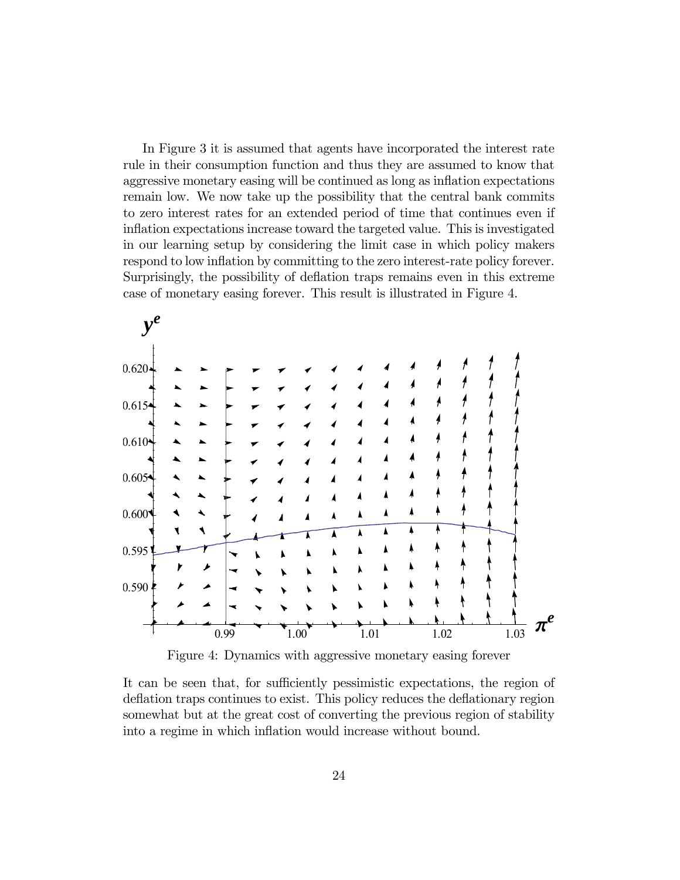In Figure 3 it is assumed that agents have incorporated the interest rate rule in their consumption function and thus they are assumed to know that aggressive monetary easing will be continued as long as inflation expectations remain low. We now take up the possibility that the central bank commits to zero interest rates for an extended period of time that continues even if inflation expectations increase toward the targeted value. This is investigated in our learning setup by considering the limit case in which policy makers respond to low inflation by committing to the zero interest-rate policy forever. Surprisingly, the possibility of deflation traps remains even in this extreme case of monetary easing forever. This result is illustrated in Figure 4.

Figure 4: Dynamics with aggressive monetary easing forever

It can be seen that, for sufficiently pessimistic expectations, the region of deflation traps continues to exist. This policy reduces the deflationary region somewhat but at the great cost of converting the previous region of stability into a regime in which inflation would increase without bound.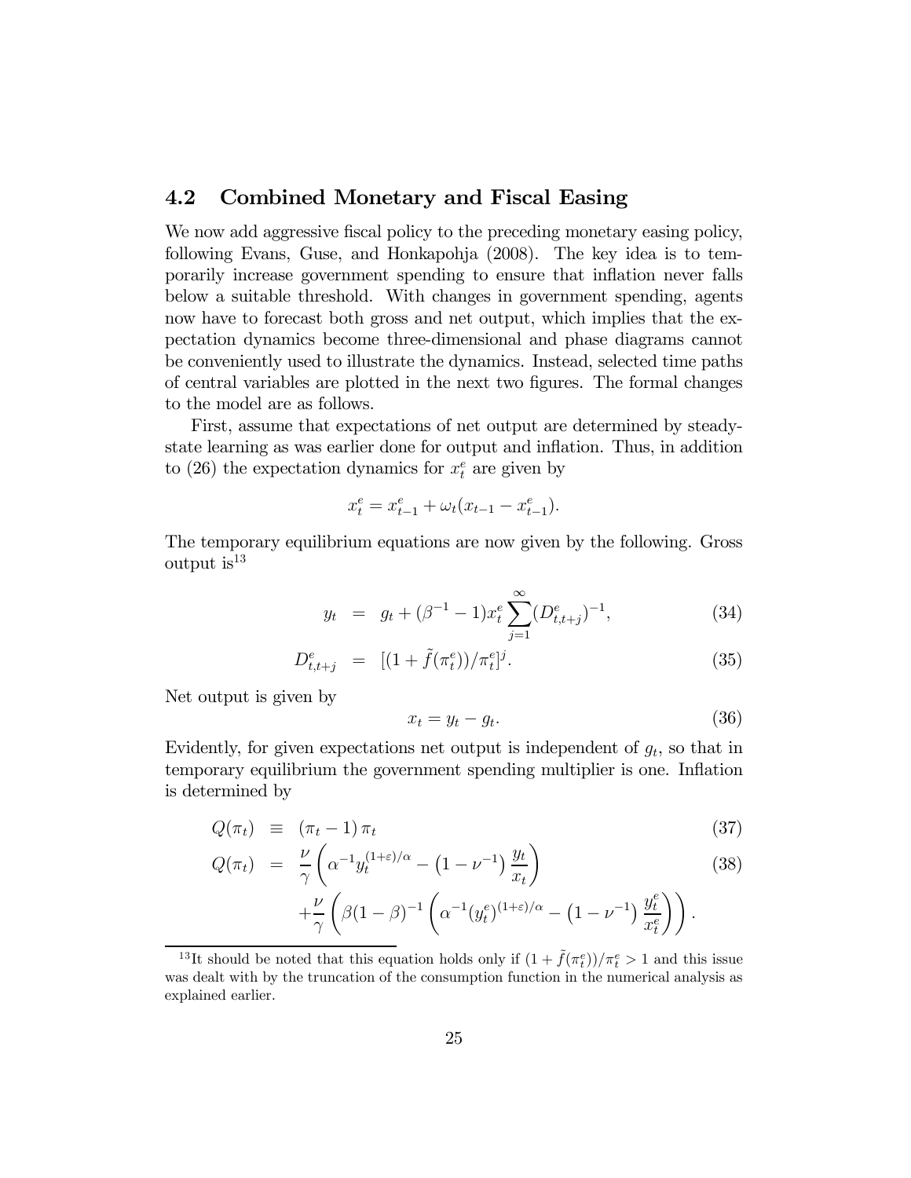### 4.2 Combined Monetary and Fiscal Easing

We now add aggressive fiscal policy to the preceding monetary easing policy, following Evans, Guse, and Honkapohja (2008). The key idea is to temporarily increase government spending to ensure that inflation never falls below a suitable threshold. With changes in government spending, agents now have to forecast both gross and net output, which implies that the expectation dynamics become three-dimensional and phase diagrams cannot be conveniently used to illustrate the dynamics. Instead, selected time paths of central variables are plotted in the next two figures. The formal changes to the model are as follows.

First, assume that expectations of net output are determined by steady-state learning as was earlier done for output and inflation. Thus, in addition to (26) the expectation dynamics for $x_t^e$ are given by

$$x_t^e = x_{t-1}^e + \omega_t(x_{t-1} - x_{t-1}^e).$$

The temporary equilibrium equations are now given by the following. Gross output is[13]

$$y_t = g_t + (\beta^{-1} - 1)x_t^e \sum_{j=1}^{\infty} (D_{t,t+j}^e)^{-1}, \tag{34}$$

$$D_{t,t+j}^e = [(1 + \tilde{f}(\pi_t^e))/\pi_t^e]^j. \tag{35}$$

Net output is given by

$$x_t = y_t - g_t. \tag{36}$$

Evidently, for given expectations net output is independent of $g_t$, so that in temporary equilibrium the government spending multiplier is one. Inflation is determined by

$$Q(\pi_t) \equiv (\pi_t - 1)\,\pi_t \tag{37}$$

$$Q(\pi_t) = \frac{\nu}{\gamma}\left(\alpha^{-1} y_t^{(1+\varepsilon)/\alpha} - \left(1 - \nu^{-1}\right)\frac{y_t}{x_t}\right) + \frac{\nu}{\gamma}\left(\beta(1-\beta)^{-1}\left(\alpha^{-1}(y_t^e)^{(1+\varepsilon)/\alpha} - \left(1 - \nu^{-1}\right)\frac{y_t^e}{x_t^e}\right)\right). \tag{38}$$

---

[13] It should be noted that this equation holds only if $(1 + \tilde{f}(\pi_t^e))/\pi_t^e > 1$ and this issue was dealt with by the truncation of the consumption function in the numerical analysis as explained earlier.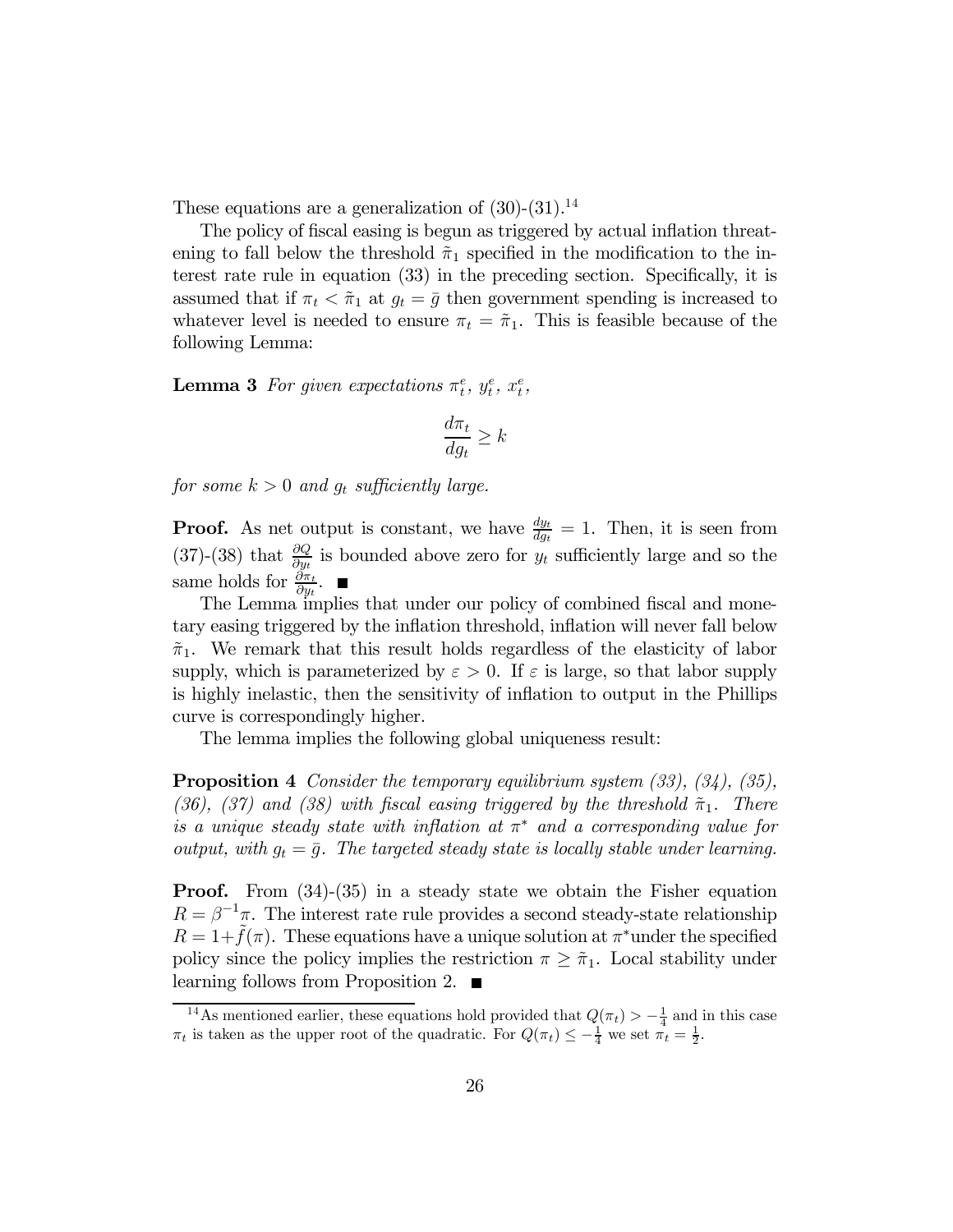These equations are a generalization of (30)-(31).[14]

The policy of fiscal easing is begun as triggered by actual inflation threatening to fall below the threshold $\tilde{\pi}_1$ specified in the modification to the interest rate rule in equation (33) in the preceding section. Specifically, it is assumed that if $\pi_t < \tilde{\pi}_1$ at $g_t = \bar{g}$ then government spending is increased to whatever level is needed to ensure $\pi_t = \tilde{\pi}_1$. This is feasible because of the following Lemma:

**Lemma 3** *For given expectations $\pi_t^e$, $y_t^e$, $x_t^e$,*

$$\frac{d\pi_t}{dg_t} \geq k$$

*for some $k > 0$ and $g_t$ sufficiently large.*

**Proof.** As net output is constant, we have $\frac{dy_t}{dg_t} = 1$. Then, it is seen from (37)-(38) that $\frac{\partial Q}{\partial y_t}$ is bounded above zero for $y_t$ sufficiently large and so the same holds for $\frac{\partial \pi_t}{\partial y_t}$. ■

The Lemma implies that under our policy of combined fiscal and monetary easing triggered by the inflation threshold, inflation will never fall below $\tilde{\pi}_1$. We remark that this result holds regardless of the elasticity of labor supply, which is parameterized by $\varepsilon > 0$. If $\varepsilon$ is large, so that labor supply is highly inelastic, then the sensitivity of inflation to output in the Phillips curve is correspondingly higher.

The lemma implies the following global uniqueness result:

**Proposition 4** *Consider the temporary equilibrium system (33), (34), (35), (36), (37) and (38) with fiscal easing triggered by the threshold $\tilde{\pi}_1$. There is a unique steady state with inflation at $\pi^*$ and a corresponding value for output, with $g_t = \bar{g}$. The targeted steady state is locally stable under learning.*

**Proof.** From (34)-(35) in a steady state we obtain the Fisher equation $R = \beta^{-1}\pi$. The interest rate rule provides a second steady-state relationship $R = 1 + \tilde{f}(\pi)$. These equations have a unique solution at $\pi^*$ under the specified policy since the policy implies the restriction $\pi \geq \tilde{\pi}_1$. Local stability under learning follows from Proposition 2. ■

---

[14] As mentioned earlier, these equations hold provided that $Q(\pi_t) > -\frac{1}{4}$ and in this case $\pi_t$ is taken as the upper root of the quadratic. For $Q(\pi_t) \leq -\frac{1}{4}$ we set $\pi_t = \frac{1}{2}$.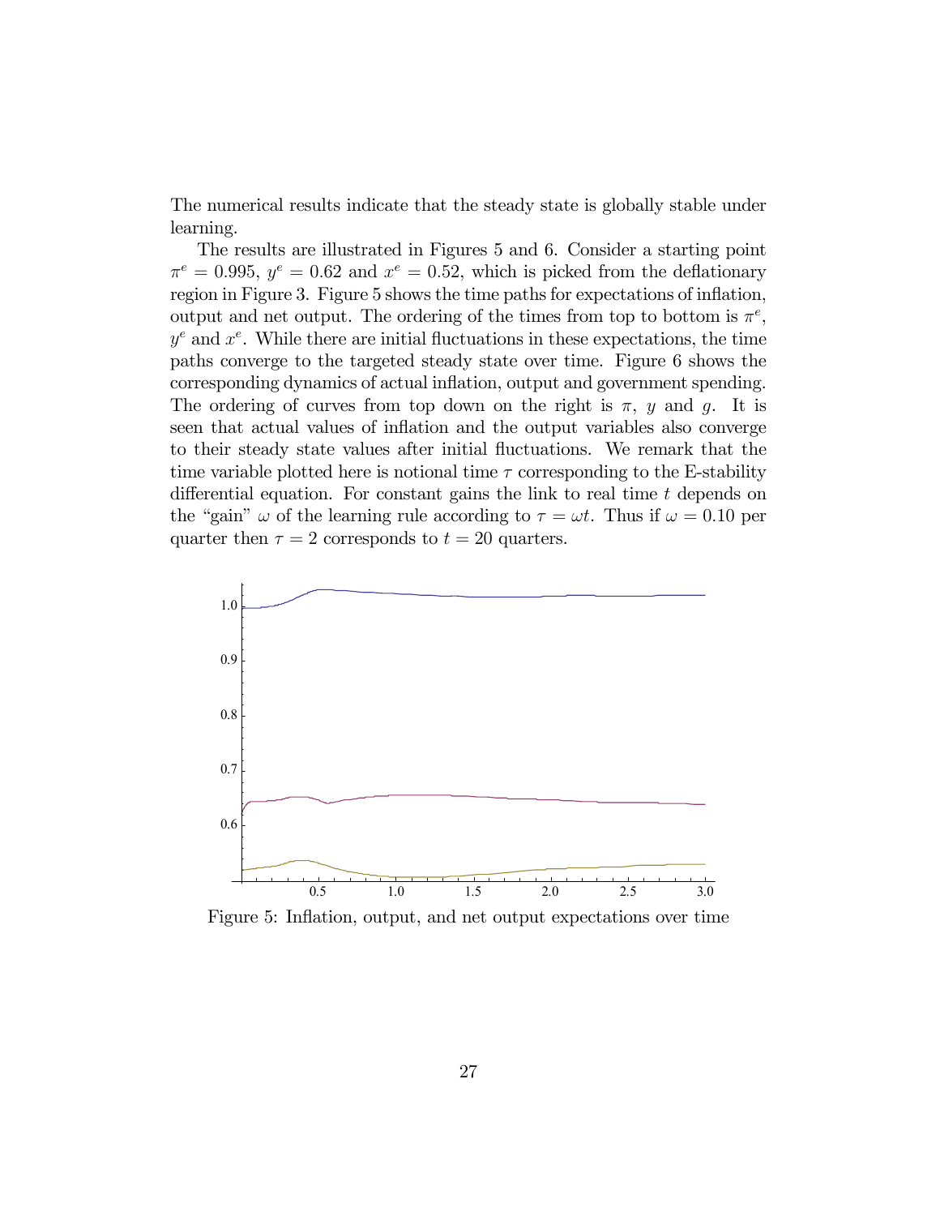The numerical results indicate that the steady state is globally stable under learning.

The results are illustrated in Figures 5 and 6. Consider a starting point $\pi^e = 0.995$, $y^e = 0.62$ and $x^e = 0.52$, which is picked from the deflationary region in Figure 3. Figure 5 shows the time paths for expectations of inflation, output and net output. The ordering of the times from top to bottom is $\pi^e$, $y^e$ and $x^e$. While there are initial fluctuations in these expectations, the time paths converge to the targeted steady state over time. Figure 6 shows the corresponding dynamics of actual inflation, output and government spending. The ordering of curves from top down on the right is $\pi$, $y$ and $g$. It is seen that actual values of inflation and the output variables also converge to their steady state values after initial fluctuations. We remark that the time variable plotted here is notional time $\tau$ corresponding to the E-stability differential equation. For constant gains the link to real time $t$ depends on the "gain" $\omega$ of the learning rule according to $\tau = \omega t$. Thus if $\omega = 0.10$ per quarter then $\tau = 2$ corresponds to $t = 20$ quarters.

Figure 5: Inflation, output, and net output expectations over time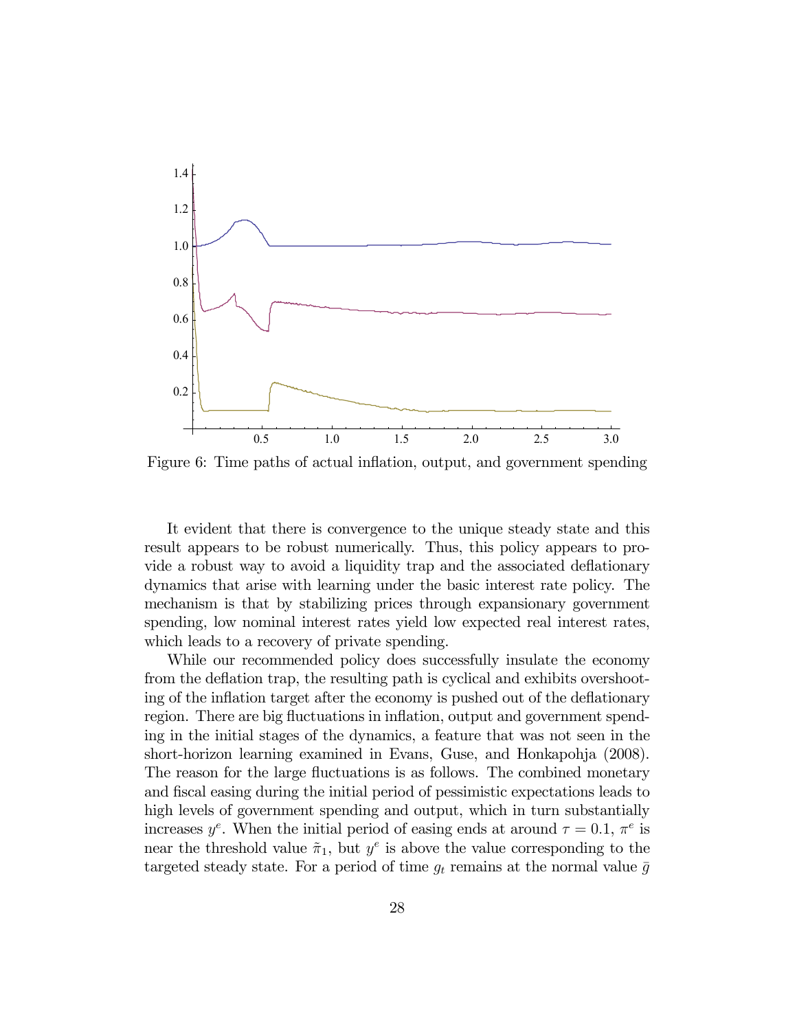Figure 6: Time paths of actual inflation, output, and government spending

It evident that there is convergence to the unique steady state and this result appears to be robust numerically. Thus, this policy appears to provide a robust way to avoid a liquidity trap and the associated deflationary dynamics that arise with learning under the basic interest rate policy. The mechanism is that by stabilizing prices through expansionary government spending, low nominal interest rates yield low expected real interest rates, which leads to a recovery of private spending.

While our recommended policy does successfully insulate the economy from the deflation trap, the resulting path is cyclical and exhibits overshooting of the inflation target after the economy is pushed out of the deflationary region. There are big fluctuations in inflation, output and government spending in the initial stages of the dynamics, a feature that was not seen in the short-horizon learning examined in Evans, Guse, and Honkapohja (2008). The reason for the large fluctuations is as follows. The combined monetary and fiscal easing during the initial period of pessimistic expectations leads to high levels of government spending and output, which in turn substantially increases $y^e$. When the initial period of easing ends at around $\tau = 0.1$, $\pi^e$ is near the threshold value $\tilde{\pi}_1$, but $y^e$ is above the value corresponding to the targeted steady state. For a period of time $g_t$ remains at the normal value $\bar{g}$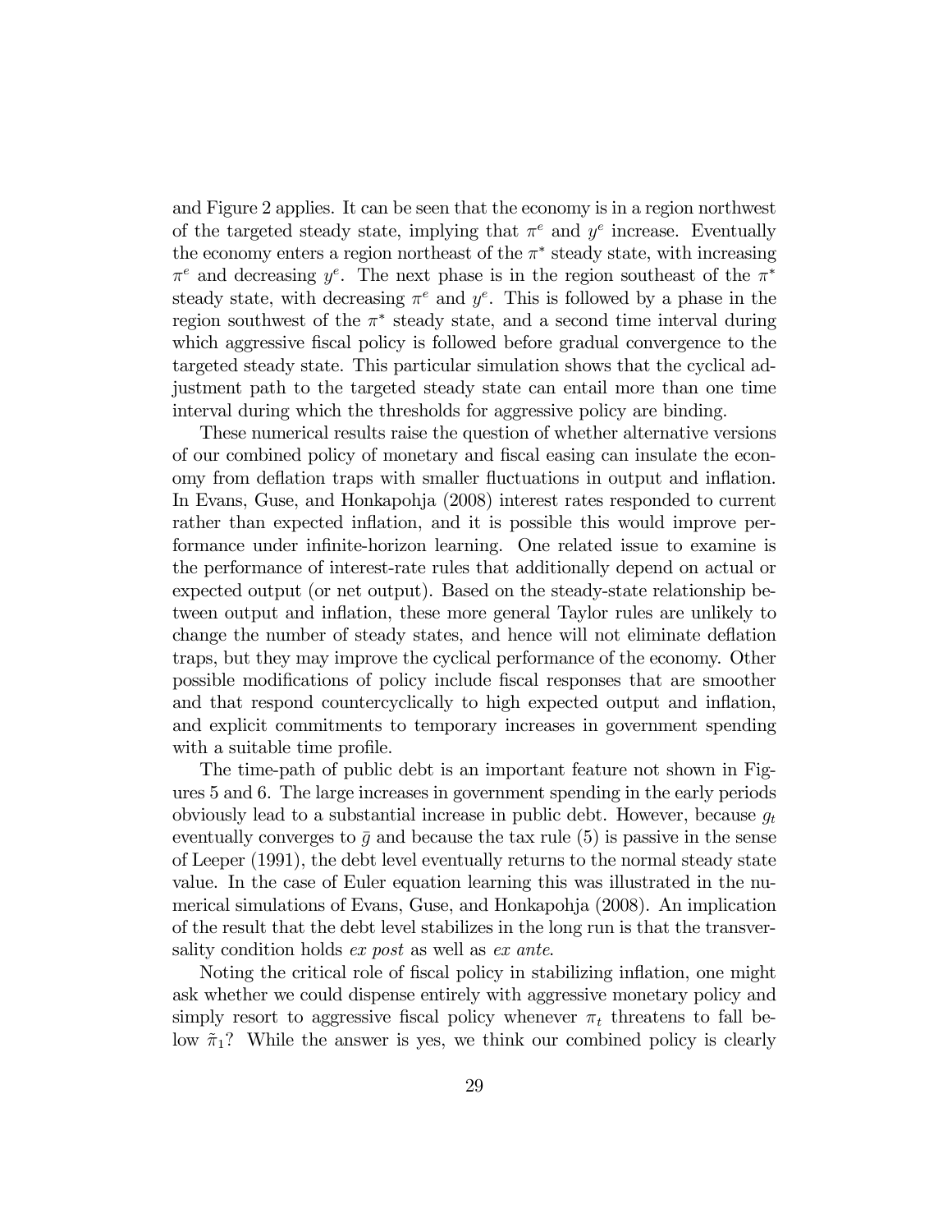and Figure 2 applies. It can be seen that the economy is in a region northwest of the targeted steady state, implying that $\pi^e$ and $y^e$ increase. Eventually the economy enters a region northeast of the $\pi^*$ steady state, with increasing $\pi^e$ and decreasing $y^e$. The next phase is in the region southeast of the $\pi^*$ steady state, with decreasing $\pi^e$ and $y^e$. This is followed by a phase in the region southwest of the $\pi^*$ steady state, and a second time interval during which aggressive fiscal policy is followed before gradual convergence to the targeted steady state. This particular simulation shows that the cyclical adjustment path to the targeted steady state can entail more than one time interval during which the thresholds for aggressive policy are binding.

These numerical results raise the question of whether alternative versions of our combined policy of monetary and fiscal easing can insulate the economy from deflation traps with smaller fluctuations in output and inflation. In Evans, Guse, and Honkapohja (2008) interest rates responded to current rather than expected inflation, and it is possible this would improve performance under infinite-horizon learning. One related issue to examine is the performance of interest-rate rules that additionally depend on actual or expected output (or net output). Based on the steady-state relationship between output and inflation, these more general Taylor rules are unlikely to change the number of steady states, and hence will not eliminate deflation traps, but they may improve the cyclical performance of the economy. Other possible modifications of policy include fiscal responses that are smoother and that respond countercyclically to high expected output and inflation, and explicit commitments to temporary increases in government spending with a suitable time profile.

The time-path of public debt is an important feature not shown in Figures 5 and 6. The large increases in government spending in the early periods obviously lead to a substantial increase in public debt. However, because $g_t$ eventually converges to $\bar{g}$ and because the tax rule (5) is passive in the sense of Leeper (1991), the debt level eventually returns to the normal steady state value. In the case of Euler equation learning this was illustrated in the numerical simulations of Evans, Guse, and Honkapohja (2008). An implication of the result that the debt level stabilizes in the long run is that the transversality condition holds *ex post* as well as *ex ante*.

Noting the critical role of fiscal policy in stabilizing inflation, one might ask whether we could dispense entirely with aggressive monetary policy and simply resort to aggressive fiscal policy whenever $\pi_t$ threatens to fall below $\tilde{\pi}_1$? While the answer is yes, we think our combined policy is clearly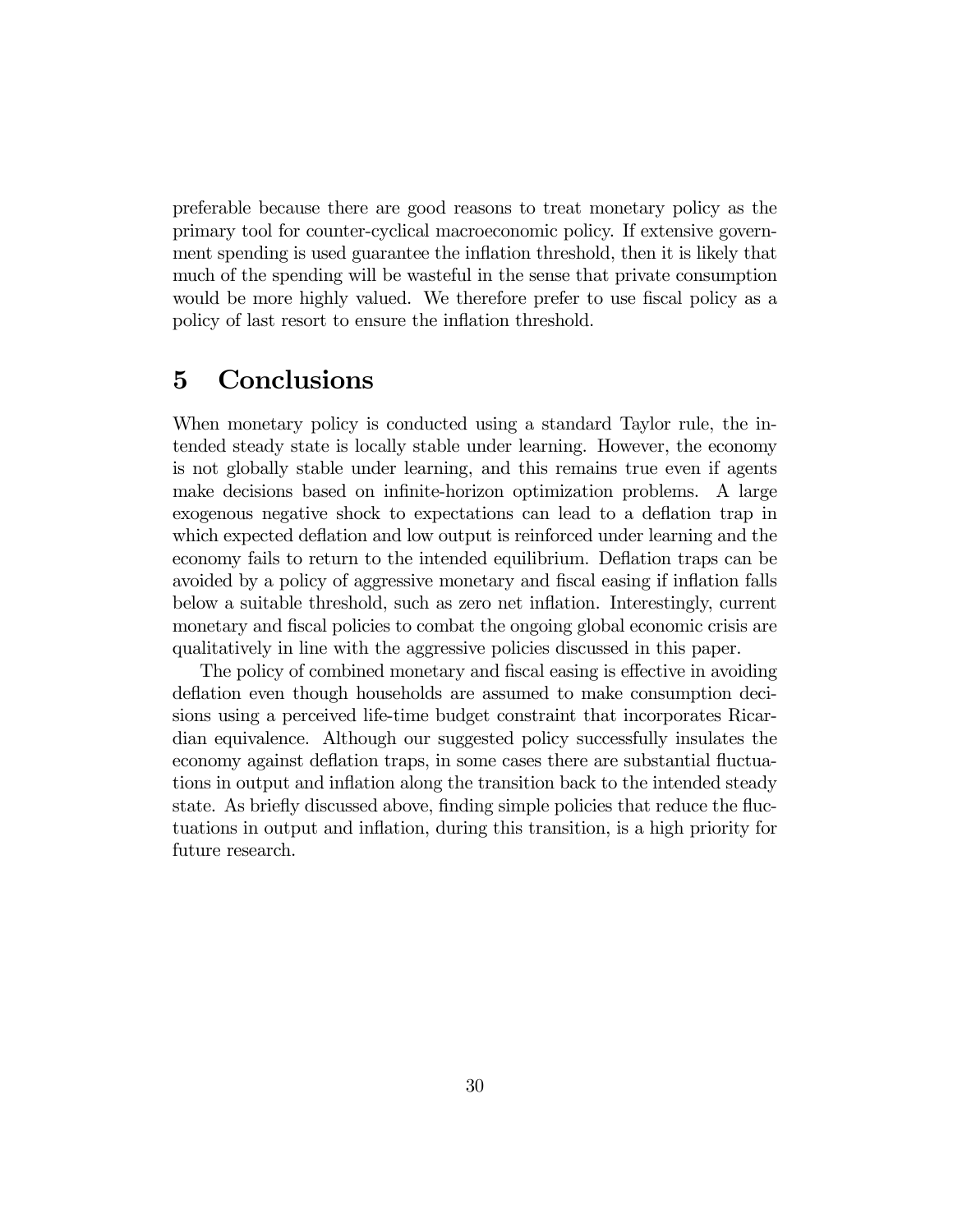preferable because there are good reasons to treat monetary policy as the primary tool for counter-cyclical macroeconomic policy. If extensive government spending is used guarantee the inflation threshold, then it is likely that much of the spending will be wasteful in the sense that private consumption would be more highly valued. We therefore prefer to use fiscal policy as a policy of last resort to ensure the inflation threshold.

# 5 Conclusions

When monetary policy is conducted using a standard Taylor rule, the intended steady state is locally stable under learning. However, the economy is not globally stable under learning, and this remains true even if agents make decisions based on infinite-horizon optimization problems. A large exogenous negative shock to expectations can lead to a deflation trap in which expected deflation and low output is reinforced under learning and the economy fails to return to the intended equilibrium. Deflation traps can be avoided by a policy of aggressive monetary and fiscal easing if inflation falls below a suitable threshold, such as zero net inflation. Interestingly, current monetary and fiscal policies to combat the ongoing global economic crisis are qualitatively in line with the aggressive policies discussed in this paper.

The policy of combined monetary and fiscal easing is effective in avoiding deflation even though households are assumed to make consumption decisions using a perceived life-time budget constraint that incorporates Ricardian equivalence. Although our suggested policy successfully insulates the economy against deflation traps, in some cases there are substantial fluctuations in output and inflation along the transition back to the intended steady state. As briefly discussed above, finding simple policies that reduce the fluctuations in output and inflation, during this transition, is a high priority for future research.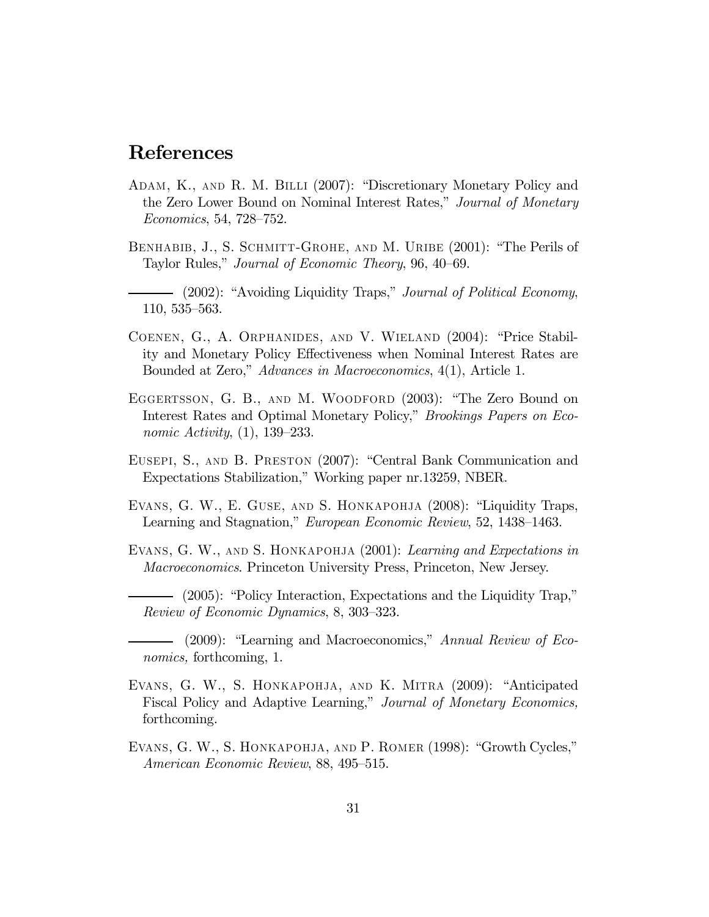# References

Adam, K., and R. M. Billi (2007): "Discretionary Monetary Policy and the Zero Lower Bound on Nominal Interest Rates," *Journal of Monetary Economics*, 54, 728–752.

Benhabib, J., S. Schmitt-Grohe, and M. Uribe (2001): "The Perils of Taylor Rules," *Journal of Economic Theory*, 96, 40–69.

——— (2002): "Avoiding Liquidity Traps," *Journal of Political Economy*, 110, 535–563.

Coenen, G., A. Orphanides, and V. Wieland (2004): "Price Stability and Monetary Policy Effectiveness when Nominal Interest Rates are Bounded at Zero," *Advances in Macroeconomics*, 4(1), Article 1.

Eggertsson, G. B., and M. Woodford (2003): "The Zero Bound on Interest Rates and Optimal Monetary Policy," *Brookings Papers on Economic Activity*, (1), 139–233.

Eusepi, S., and B. Preston (2007): "Central Bank Communication and Expectations Stabilization," Working paper nr.13259, NBER.

Evans, G. W., E. Guse, and S. Honkapohja (2008): "Liquidity Traps, Learning and Stagnation," *European Economic Review*, 52, 1438–1463.

Evans, G. W., and S. Honkapohja (2001): *Learning and Expectations in Macroeconomics*. Princeton University Press, Princeton, New Jersey.

——— (2005): "Policy Interaction, Expectations and the Liquidity Trap," *Review of Economic Dynamics*, 8, 303–323.

——— (2009): "Learning and Macroeconomics," *Annual Review of Economics,* forthcoming, 1.

Evans, G. W., S. Honkapohja, and K. Mitra (2009): "Anticipated Fiscal Policy and Adaptive Learning," *Journal of Monetary Economics,* forthcoming.

Evans, G. W., S. Honkapohja, and P. Romer (1998): "Growth Cycles," *American Economic Review*, 88, 495–515.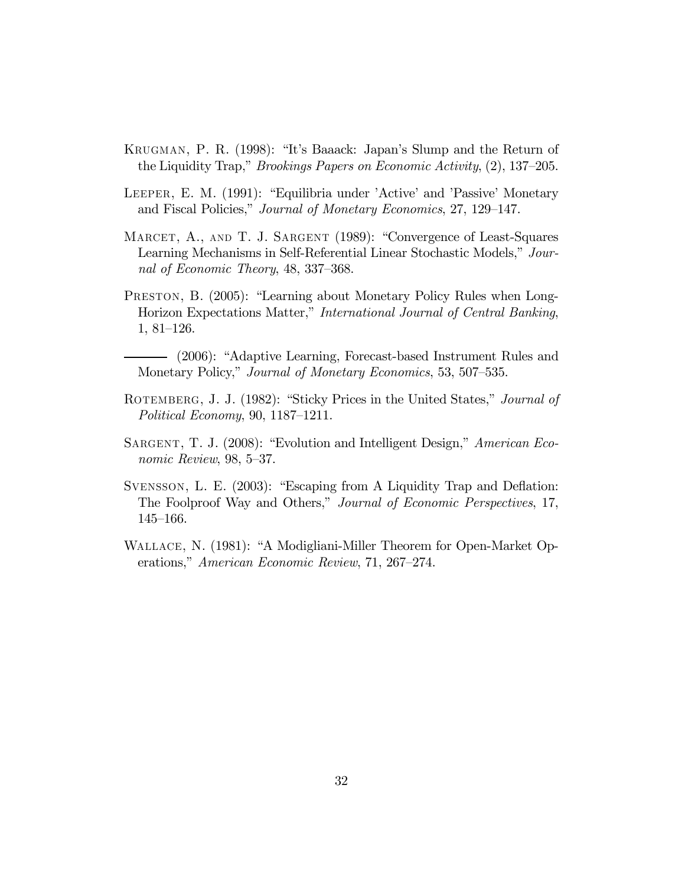Krugman, P. R. (1998): "It's Baaack: Japan's Slump and the Return of the Liquidity Trap," *Brookings Papers on Economic Activity*, (2), 137–205.

Leeper, E. M. (1991): "Equilibria under 'Active' and 'Passive' Monetary and Fiscal Policies," *Journal of Monetary Economics*, 27, 129–147.

Marcet, A., and T. J. Sargent (1989): "Convergence of Least-Squares Learning Mechanisms in Self-Referential Linear Stochastic Models," *Journal of Economic Theory*, 48, 337–368.

Preston, B. (2005): "Learning about Monetary Policy Rules when Long-Horizon Expectations Matter," *International Journal of Central Banking*, 1, 81–126.

——— (2006): "Adaptive Learning, Forecast-based Instrument Rules and Monetary Policy," *Journal of Monetary Economics*, 53, 507–535.

Rotemberg, J. J. (1982): "Sticky Prices in the United States," *Journal of Political Economy*, 90, 1187–1211.

Sargent, T. J. (2008): "Evolution and Intelligent Design," *American Economic Review*, 98, 5–37.

Svensson, L. E. (2003): "Escaping from A Liquidity Trap and Deflation: The Foolproof Way and Others," *Journal of Economic Perspectives*, 17, 145–166.

Wallace, N. (1981): "A Modigliani-Miller Theorem for Open-Market Operations," *American Economic Review*, 71, 267–274.